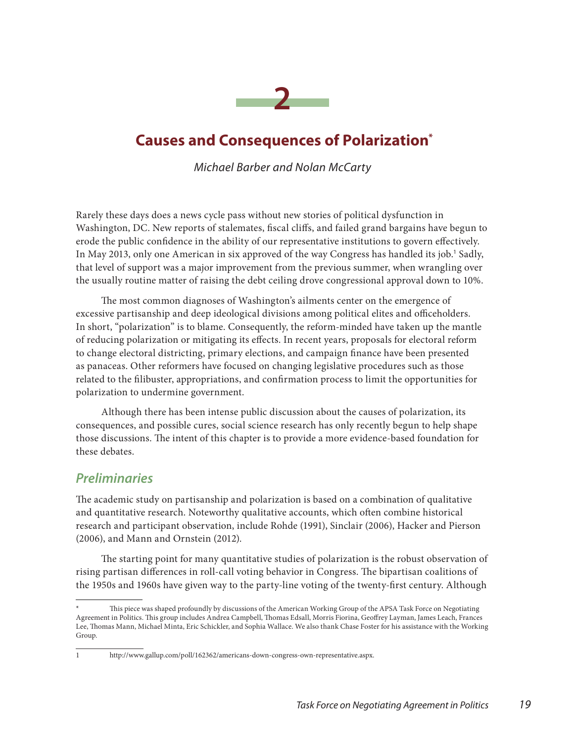# 2

## Causes and Consequences of Polarization[*]

*Michael Barber and Nolan McCarty*

Rarely these days does a news cycle pass without new stories of political dysfunction in Washington, DC. New reports of stalemates, fiscal cliffs, and failed grand bargains have begun to erode the public confidence in the ability of our representative institutions to govern effectively. In May 2013, only one American in six approved of the way Congress has handled its job.[1] Sadly, that level of support was a major improvement from the previous summer, when wrangling over the usually routine matter of raising the debt ceiling drove congressional approval down to 10%.

The most common diagnoses of Washington's ailments center on the emergence of excessive partisanship and deep ideological divisions among political elites and officeholders. In short, "polarization" is to blame. Consequently, the reform-minded have taken up the mantle of reducing polarization or mitigating its effects. In recent years, proposals for electoral reform to change electoral districting, primary elections, and campaign finance have been presented as panaceas. Other reformers have focused on changing legislative procedures such as those related to the filibuster, appropriations, and confirmation process to limit the opportunities for polarization to undermine government.

Although there has been intense public discussion about the causes of polarization, its consequences, and possible cures, social science research has only recently begun to help shape those discussions. The intent of this chapter is to provide a more evidence-based foundation for these debates.

### *Preliminaries*

The academic study on partisanship and polarization is based on a combination of qualitative and quantitative research. Noteworthy qualitative accounts, which often combine historical research and participant observation, include Rohde (1991), Sinclair (2006), Hacker and Pierson (2006), and Mann and Ornstein (2012).

The starting point for many quantitative studies of polarization is the robust observation of rising partisan differences in roll-call voting behavior in Congress. The bipartisan coalitions of the 1950s and 1960s have given way to the party-line voting of the twenty-first century. Although

---

[*] This piece was shaped profoundly by discussions of the American Working Group of the APSA Task Force on Negotiating Agreement in Politics. This group includes Andrea Campbell, Thomas Edsall, Morris Fiorina, Geoffrey Layman, James Leach, Frances Lee, Thomas Mann, Michael Minta, Eric Schickler, and Sophia Wallace. We also thank Chase Foster for his assistance with the Working Group.

[1] http://www.gallup.com/poll/162362/americans-down-congress-own-representative.aspx.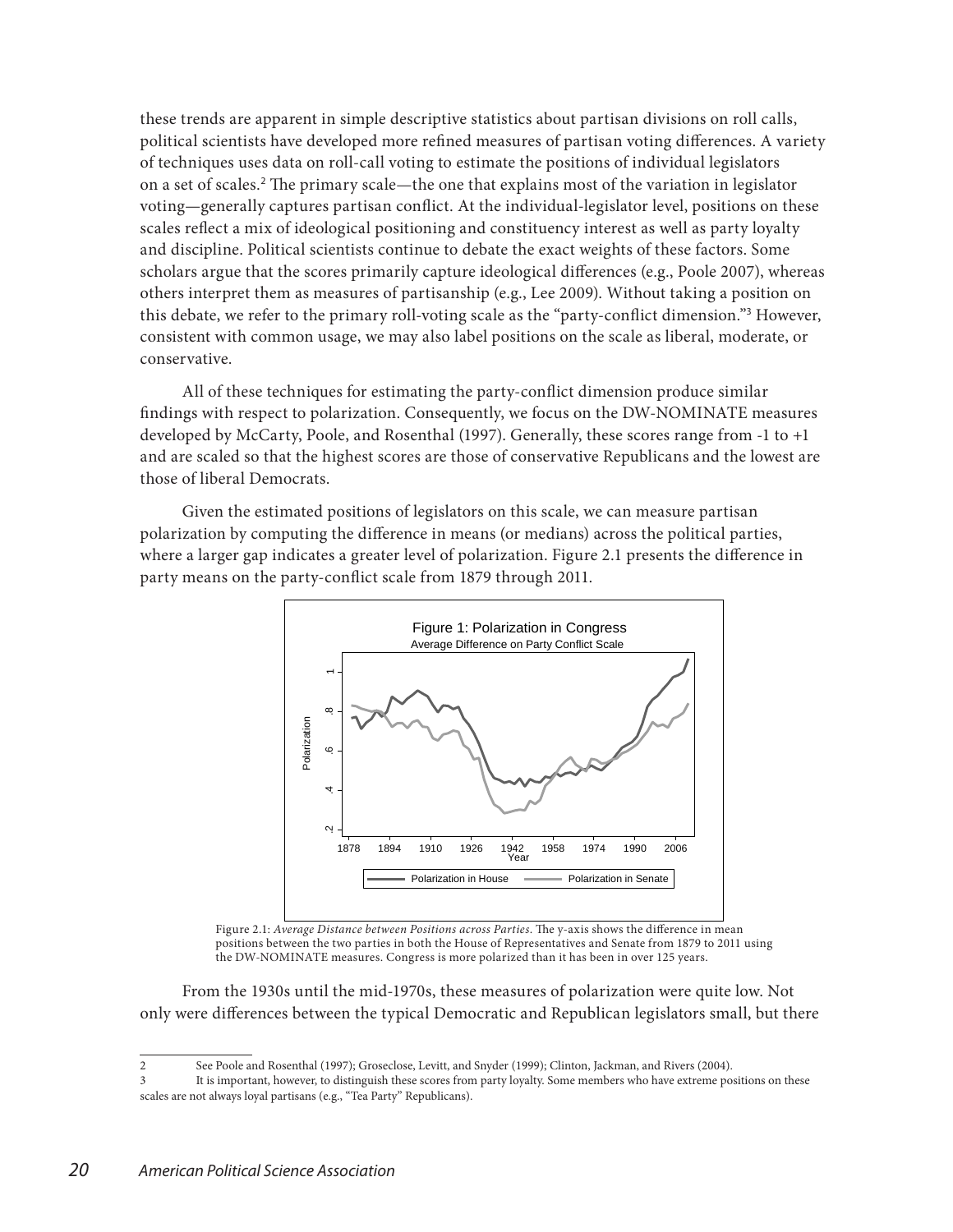these trends are apparent in simple descriptive statistics about partisan divisions on roll calls, political scientists have developed more refined measures of partisan voting differences. A variety of techniques uses data on roll-call voting to estimate the positions of individual legislators on a set of scales.[2] The primary scale—the one that explains most of the variation in legislator voting—generally captures partisan conflict. At the individual-legislator level, positions on these scales reflect a mix of ideological positioning and constituency interest as well as party loyalty and discipline. Political scientists continue to debate the exact weights of these factors. Some scholars argue that the scores primarily capture ideological differences (e.g., Poole 2007), whereas others interpret them as measures of partisanship (e.g., Lee 2009). Without taking a position on this debate, we refer to the primary roll-voting scale as the "party-conflict dimension."[3] However, consistent with common usage, we may also label positions on the scale as liberal, moderate, or conservative.

All of these techniques for estimating the party-conflict dimension produce similar findings with respect to polarization. Consequently, we focus on the DW-NOMINATE measures developed by McCarty, Poole, and Rosenthal (1997). Generally, these scores range from -1 to +1 and are scaled so that the highest scores are those of conservative Republicans and the lowest are those of liberal Democrats.

Given the estimated positions of legislators on this scale, we can measure partisan polarization by computing the difference in means (or medians) across the political parties, where a larger gap indicates a greater level of polarization. Figure 2.1 presents the difference in party means on the party-conflict scale from 1879 through 2011.

Figure 1: Polarization in Congress
Average Difference on Party Conflict Scale

Figure 2.1: *Average Distance between Positions across Parties*. The y-axis shows the difference in mean positions between the two parties in both the House of Representatives and Senate from 1879 to 2011 using the DW-NOMINATE measures. Congress is more polarized than it has been in over 125 years.

From the 1930s until the mid-1970s, these measures of polarization were quite low. Not only were differences between the typical Democratic and Republican legislators small, but there

---

2 See Poole and Rosenthal (1997); Groseclose, Levitt, and Snyder (1999); Clinton, Jackman, and Rivers (2004).

3 It is important, however, to distinguish these scores from party loyalty. Some members who have extreme positions on these scales are not always loyal partisans (e.g., "Tea Party" Republicans).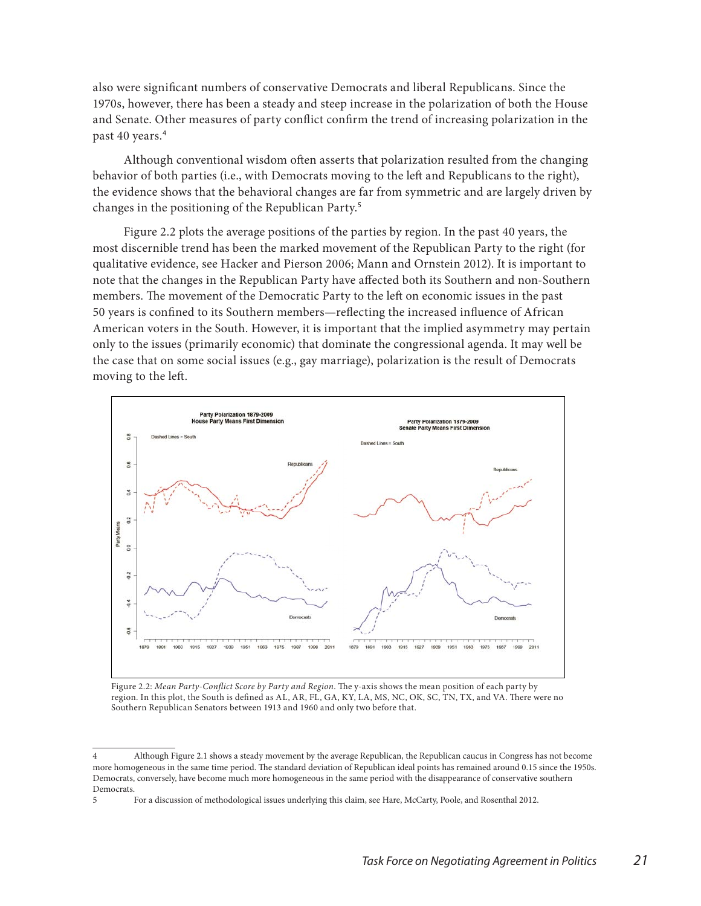also were significant numbers of conservative Democrats and liberal Republicans. Since the 1970s, however, there has been a steady and steep increase in the polarization of both the House and Senate. Other measures of party conflict confirm the trend of increasing polarization in the past 40 years.[4]

Although conventional wisdom often asserts that polarization resulted from the changing behavior of both parties (i.e., with Democrats moving to the left and Republicans to the right), the evidence shows that the behavioral changes are far from symmetric and are largely driven by changes in the positioning of the Republican Party.[5]

Figure 2.2 plots the average positions of the parties by region. In the past 40 years, the most discernible trend has been the marked movement of the Republican Party to the right (for qualitative evidence, see Hacker and Pierson 2006; Mann and Ornstein 2012). It is important to note that the changes in the Republican Party have affected both its Southern and non-Southern members. The movement of the Democratic Party to the left on economic issues in the past 50 years is confined to its Southern members—reflecting the increased influence of African American voters in the South. However, it is important that the implied asymmetry may pertain only to the issues (primarily economic) that dominate the congressional agenda. It may well be the case that on some social issues (e.g., gay marriage), polarization is the result of Democrats moving to the left.

Figure 2.2: *Mean Party-Conflict Score by Party and Region*. The y-axis shows the mean position of each party by region. In this plot, the South is defined as AL, AR, FL, GA, KY, LA, MS, NC, OK, SC, TN, TX, and VA. There were no Southern Republican Senators between 1913 and 1960 and only two before that.

---

[4] Although Figure 2.1 shows a steady movement by the average Republican, the Republican caucus in Congress has not become more homogeneous in the same time period. The standard deviation of Republican ideal points has remained around 0.15 since the 1950s. Democrats, conversely, have become much more homogeneous in the same time period with the disappearance of conservative southern Democrats.

[5] For a discussion of methodological issues underlying this claim, see Hare, McCarty, Poole, and Rosenthal 2012.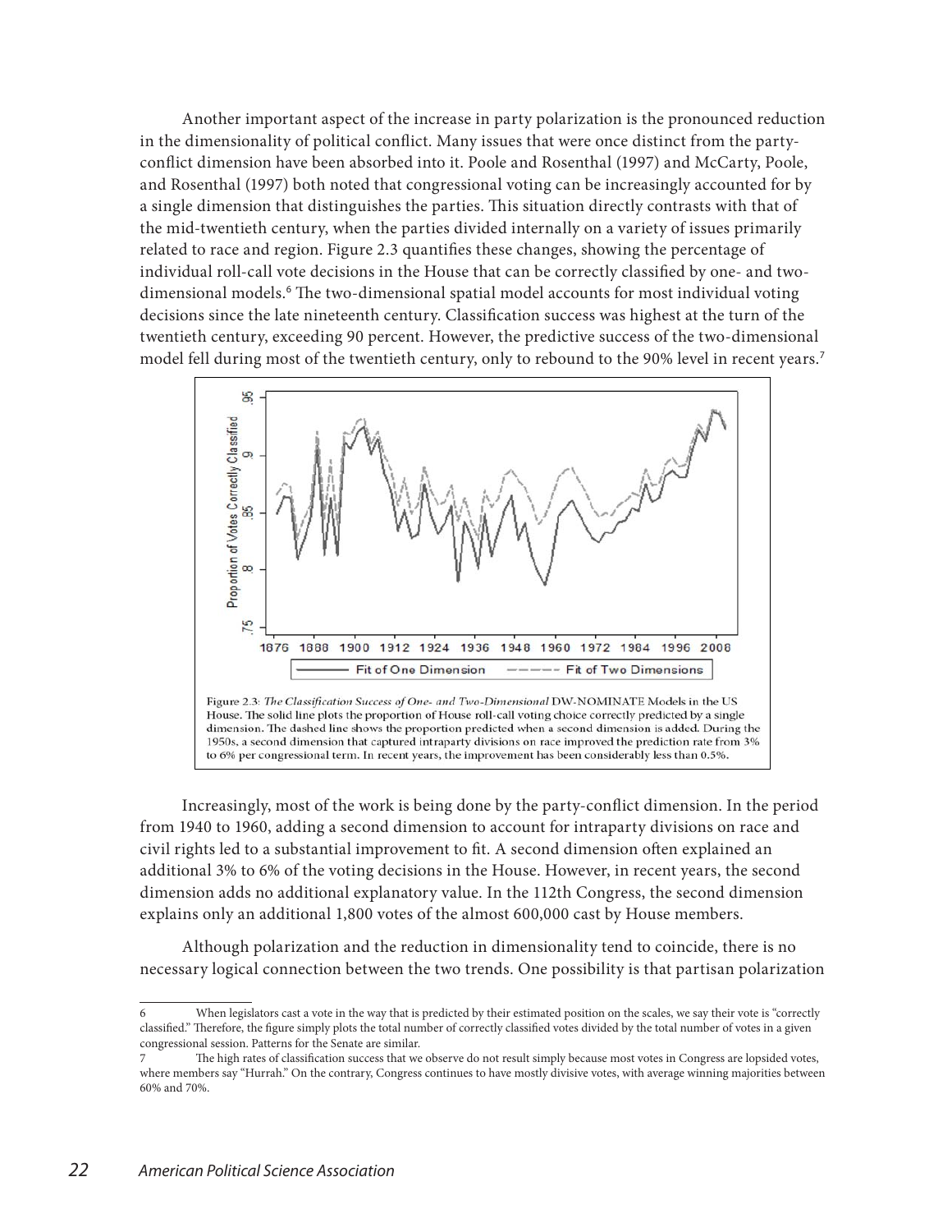Another important aspect of the increase in party polarization is the pronounced reduction in the dimensionality of political conflict. Many issues that were once distinct from the party-conflict dimension have been absorbed into it. Poole and Rosenthal (1997) and McCarty, Poole, and Rosenthal (1997) both noted that congressional voting can be increasingly accounted for by a single dimension that distinguishes the parties. This situation directly contrasts with that of the mid-twentieth century, when the parties divided internally on a variety of issues primarily related to race and region. Figure 2.3 quantifies these changes, showing the percentage of individual roll-call vote decisions in the House that can be correctly classified by one- and two-dimensional models.[6] The two-dimensional spatial model accounts for most individual voting decisions since the late nineteenth century. Classification success was highest at the turn of the twentieth century, exceeding 90 percent. However, the predictive success of the two-dimensional model fell during most of the twentieth century, only to rebound to the 90% level in recent years.[7]

Figure 2.3: *The Classification Success of One- and Two-Dimensional* DW-NOMINATE Models in the US House. The solid line plots the proportion of House roll-call voting choice correctly predicted by a single dimension. The dashed line shows the proportion predicted when a second dimension is added. During the 1950s, a second dimension that captured intraparty divisions on race improved the prediction rate from 3% to 6% per congressional term. In recent years, the improvement has been considerably less than 0.5%.

Increasingly, most of the work is being done by the party-conflict dimension. In the period from 1940 to 1960, adding a second dimension to account for intraparty divisions on race and civil rights led to a substantial improvement to fit. A second dimension often explained an additional 3% to 6% of the voting decisions in the House. However, in recent years, the second dimension adds no additional explanatory value. In the 112th Congress, the second dimension explains only an additional 1,800 votes of the almost 600,000 cast by House members.

Although polarization and the reduction in dimensionality tend to coincide, there is no necessary logical connection between the two trends. One possibility is that partisan polarization

---

6 When legislators cast a vote in the way that is predicted by their estimated position on the scales, we say their vote is "correctly classified." Therefore, the figure simply plots the total number of correctly classified votes divided by the total number of votes in a given congressional session. Patterns for the Senate are similar.

7 The high rates of classification success that we observe do not result simply because most votes in Congress are lopsided votes, where members say "Hurrah." On the contrary, Congress continues to have mostly divisive votes, with average winning majorities between 60% and 70%.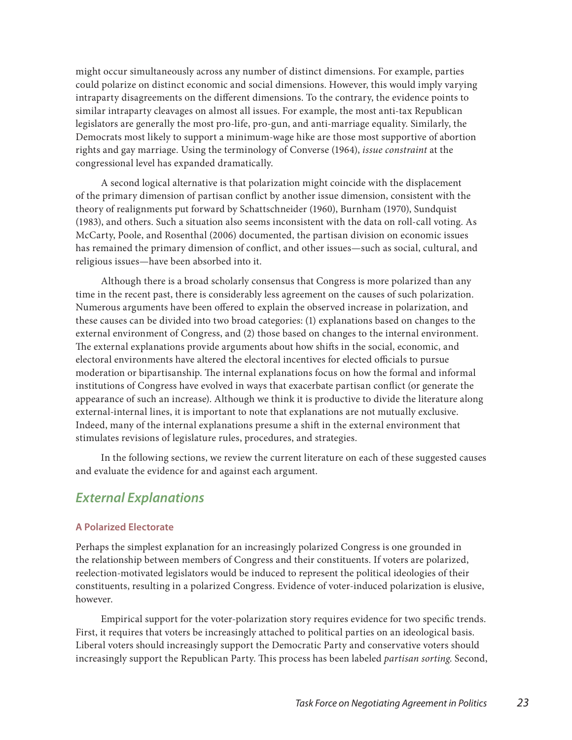might occur simultaneously across any number of distinct dimensions. For example, parties could polarize on distinct economic and social dimensions. However, this would imply varying intraparty disagreements on the different dimensions. To the contrary, the evidence points to similar intraparty cleavages on almost all issues. For example, the most anti-tax Republican legislators are generally the most pro-life, pro-gun, and anti-marriage equality. Similarly, the Democrats most likely to support a minimum-wage hike are those most supportive of abortion rights and gay marriage. Using the terminology of Converse (1964), *issue constraint* at the congressional level has expanded dramatically.

A second logical alternative is that polarization might coincide with the displacement of the primary dimension of partisan conflict by another issue dimension, consistent with the theory of realignments put forward by Schattschneider (1960), Burnham (1970), Sundquist (1983), and others. Such a situation also seems inconsistent with the data on roll-call voting. As McCarty, Poole, and Rosenthal (2006) documented, the partisan division on economic issues has remained the primary dimension of conflict, and other issues—such as social, cultural, and religious issues—have been absorbed into it.

Although there is a broad scholarly consensus that Congress is more polarized than any time in the recent past, there is considerably less agreement on the causes of such polarization. Numerous arguments have been offered to explain the observed increase in polarization, and these causes can be divided into two broad categories: (1) explanations based on changes to the external environment of Congress, and (2) those based on changes to the internal environment. The external explanations provide arguments about how shifts in the social, economic, and electoral environments have altered the electoral incentives for elected officials to pursue moderation or bipartisanship. The internal explanations focus on how the formal and informal institutions of Congress have evolved in ways that exacerbate partisan conflict (or generate the appearance of such an increase). Although we think it is productive to divide the literature along external-internal lines, it is important to note that explanations are not mutually exclusive. Indeed, many of the internal explanations presume a shift in the external environment that stimulates revisions of legislature rules, procedures, and strategies.

In the following sections, we review the current literature on each of these suggested causes and evaluate the evidence for and against each argument.

## *External Explanations*

### A Polarized Electorate

Perhaps the simplest explanation for an increasingly polarized Congress is one grounded in the relationship between members of Congress and their constituents. If voters are polarized, reelection-motivated legislators would be induced to represent the political ideologies of their constituents, resulting in a polarized Congress. Evidence of voter-induced polarization is elusive, however.

Empirical support for the voter-polarization story requires evidence for two specific trends. First, it requires that voters be increasingly attached to political parties on an ideological basis. Liberal voters should increasingly support the Democratic Party and conservative voters should increasingly support the Republican Party. This process has been labeled *partisan sorting*. Second,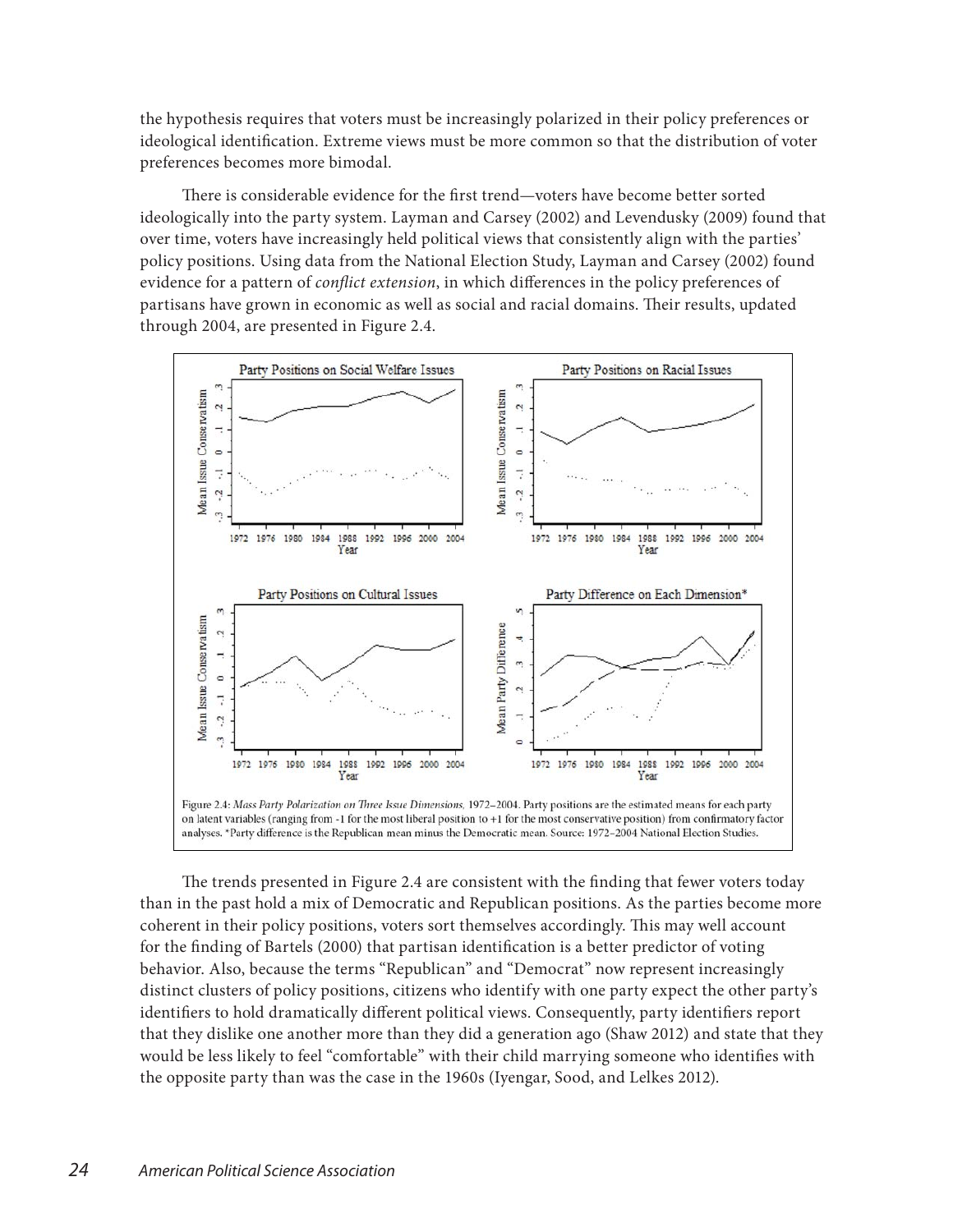the hypothesis requires that voters must be increasingly polarized in their policy preferences or ideological identification. Extreme views must be more common so that the distribution of voter preferences becomes more bimodal.

There is considerable evidence for the first trend—voters have become better sorted ideologically into the party system. Layman and Carsey (2002) and Levendusky (2009) found that over time, voters have increasingly held political views that consistently align with the parties' policy positions. Using data from the National Election Study, Layman and Carsey (2002) found evidence for a pattern of *conflict extension*, in which differences in the policy preferences of partisans have grown in economic as well as social and racial domains. Their results, updated through 2004, are presented in Figure 2.4.

Figure 2.4: *Mass Party Polarization on Three Issue Dimensions,* 1972–2004. Party positions are the estimated means for each party on latent variables (ranging from -1 for the most liberal position to +1 for the most conservative position) from confirmatory factor analyses. *Party difference is the Republican mean minus the Democratic mean. Source: 1972–2004 National Election Studies.

The trends presented in Figure 2.4 are consistent with the finding that fewer voters today than in the past hold a mix of Democratic and Republican positions. As the parties become more coherent in their policy positions, voters sort themselves accordingly. This may well account for the finding of Bartels (2000) that partisan identification is a better predictor of voting behavior. Also, because the terms "Republican" and "Democrat" now represent increasingly distinct clusters of policy positions, citizens who identify with one party expect the other party's identifiers to hold dramatically different political views. Consequently, party identifiers report that they dislike one another more than they did a generation ago (Shaw 2012) and state that they would be less likely to feel "comfortable" with their child marrying someone who identifies with the opposite party than was the case in the 1960s (Iyengar, Sood, and Lelkes 2012).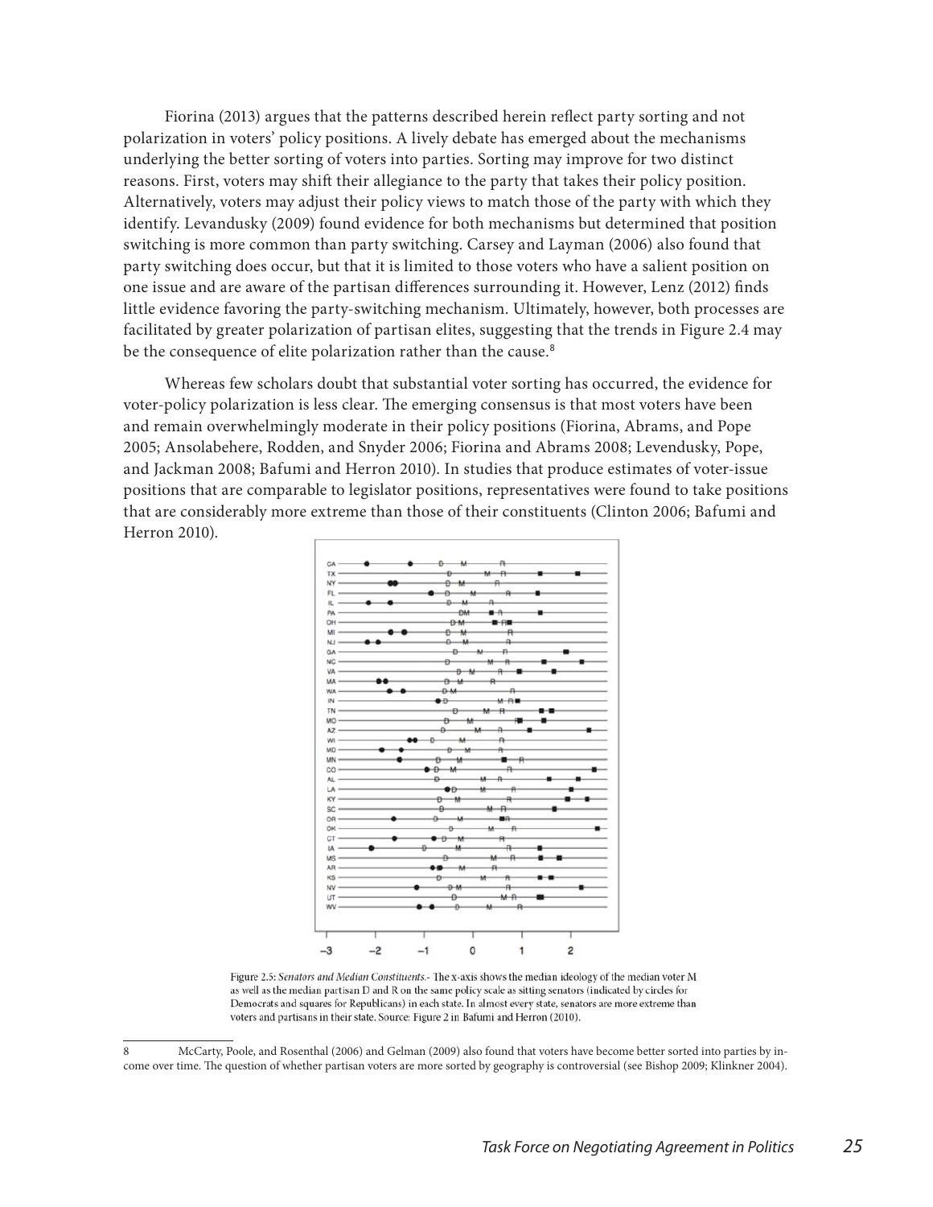Fiorina (2013) argues that the patterns described herein reflect party sorting and not polarization in voters' policy positions. A lively debate has emerged about the mechanisms underlying the better sorting of voters into parties. Sorting may improve for two distinct reasons. First, voters may shift their allegiance to the party that takes their policy position. Alternatively, voters may adjust their policy views to match those of the party with which they identify. Levandusky (2009) found evidence for both mechanisms but determined that position switching is more common than party switching. Carsey and Layman (2006) also found that party switching does occur, but that it is limited to those voters who have a salient position on one issue and are aware of the partisan differences surrounding it. However, Lenz (2012) finds little evidence favoring the party-switching mechanism. Ultimately, however, both processes are facilitated by greater polarization of partisan elites, suggesting that the trends in Figure 2.4 may be the consequence of elite polarization rather than the cause.[8]

Whereas few scholars doubt that substantial voter sorting has occurred, the evidence for voter-policy polarization is less clear. The emerging consensus is that most voters have been and remain overwhelmingly moderate in their policy positions (Fiorina, Abrams, and Pope 2005; Ansolabehere, Rodden, and Snyder 2006; Fiorina and Abrams 2008; Levendusky, Pope, and Jackman 2008; Bafumi and Herron 2010). In studies that produce estimates of voter-issue positions that are comparable to legislator positions, representatives were found to take positions that are considerably more extreme than those of their constituents (Clinton 2006; Bafumi and Herron 2010).

Figure 2.5: *Senators and Median Constituents*.- The x-axis shows the median ideology of the median voter M as well as the median partisan D and R on the same policy scale as sitting senators (indicated by circles for Democrats and squares for Republicans) in each state. In almost every state, senators are more extreme than voters and partisans in their state. Source: Figure 2 in Bafumi and Herron (2010).

8 McCarty, Poole, and Rosenthal (2006) and Gelman (2009) also found that voters have become better sorted into parties by income over time. The question of whether partisan voters are more sorted by geography is controversial (see Bishop 2009; Klinkner 2004).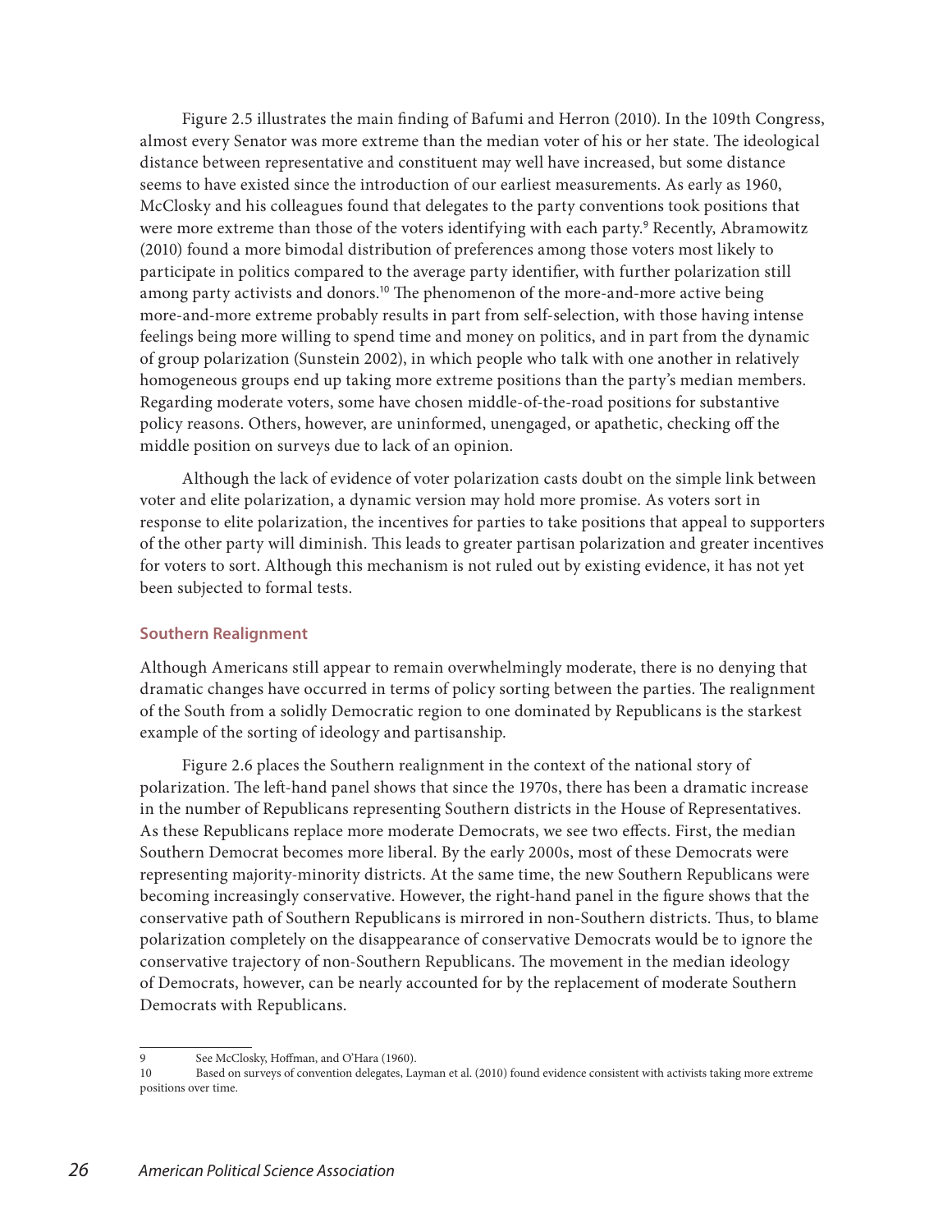Figure 2.5 illustrates the main finding of Bafumi and Herron (2010). In the 109th Congress, almost every Senator was more extreme than the median voter of his or her state. The ideological distance between representative and constituent may well have increased, but some distance seems to have existed since the introduction of our earliest measurements. As early as 1960, McClosky and his colleagues found that delegates to the party conventions took positions that were more extreme than those of the voters identifying with each party.[9] Recently, Abramowitz (2010) found a more bimodal distribution of preferences among those voters most likely to participate in politics compared to the average party identifier, with further polarization still among party activists and donors.[10] The phenomenon of the more-and-more active being more-and-more extreme probably results in part from self-selection, with those having intense feelings being more willing to spend time and money on politics, and in part from the dynamic of group polarization (Sunstein 2002), in which people who talk with one another in relatively homogeneous groups end up taking more extreme positions than the party's median members. Regarding moderate voters, some have chosen middle-of-the-road positions for substantive policy reasons. Others, however, are uninformed, unengaged, or apathetic, checking off the middle position on surveys due to lack of an opinion.

Although the lack of evidence of voter polarization casts doubt on the simple link between voter and elite polarization, a dynamic version may hold more promise. As voters sort in response to elite polarization, the incentives for parties to take positions that appeal to supporters of the other party will diminish. This leads to greater partisan polarization and greater incentives for voters to sort. Although this mechanism is not ruled out by existing evidence, it has not yet been subjected to formal tests.

### Southern Realignment

Although Americans still appear to remain overwhelmingly moderate, there is no denying that dramatic changes have occurred in terms of policy sorting between the parties. The realignment of the South from a solidly Democratic region to one dominated by Republicans is the starkest example of the sorting of ideology and partisanship.

Figure 2.6 places the Southern realignment in the context of the national story of polarization. The left-hand panel shows that since the 1970s, there has been a dramatic increase in the number of Republicans representing Southern districts in the House of Representatives. As these Republicans replace more moderate Democrats, we see two effects. First, the median Southern Democrat becomes more liberal. By the early 2000s, most of these Democrats were representing majority-minority districts. At the same time, the new Southern Republicans were becoming increasingly conservative. However, the right-hand panel in the figure shows that the conservative path of Southern Republicans is mirrored in non-Southern districts. Thus, to blame polarization completely on the disappearance of conservative Democrats would be to ignore the conservative trajectory of non-Southern Republicans. The movement in the median ideology of Democrats, however, can be nearly accounted for by the replacement of moderate Southern Democrats with Republicans.

---

9 See McClosky, Hoffman, and O'Hara (1960).

10 Based on surveys of convention delegates, Layman et al. (2010) found evidence consistent with activists taking more extreme positions over time.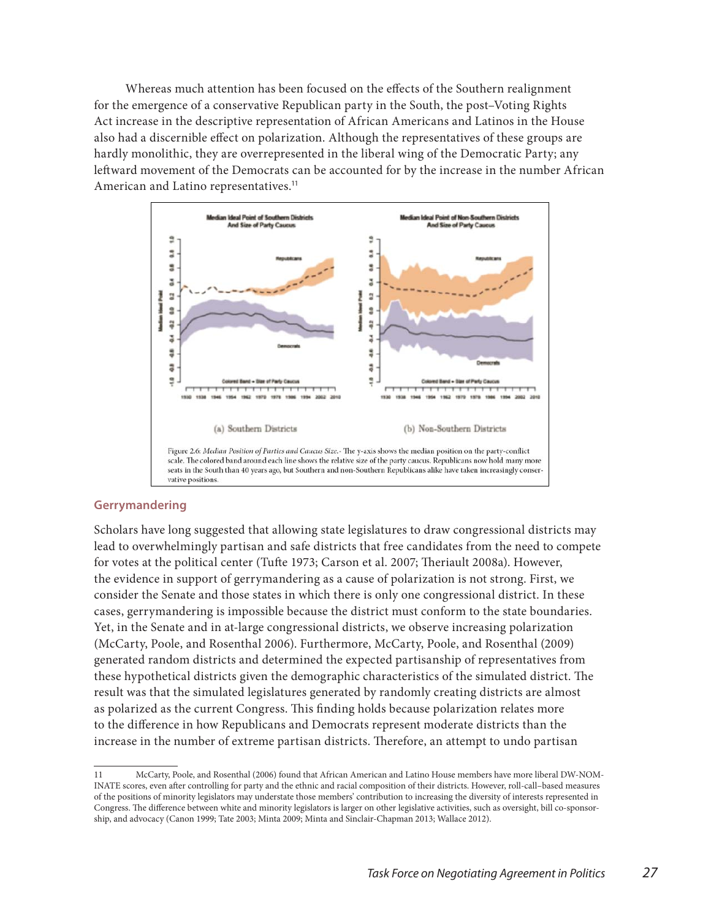Whereas much attention has been focused on the effects of the Southern realignment for the emergence of a conservative Republican party in the South, the post–Voting Rights Act increase in the descriptive representation of African Americans and Latinos in the House also had a discernible effect on polarization. Although the representatives of these groups are hardly monolithic, they are overrepresented in the liberal wing of the Democratic Party; any leftward movement of the Democrats can be accounted for by the increase in the number African American and Latino representatives.[11]

(a) Southern Districts

(b) Non-Southern Districts

Figure 2.6: *Median Position of Parties and Caucus Size.*- The y-axis shows the median position on the party-conflict scale. The colored band around each line shows the relative size of the party caucus. Republicans now hold many more seats in the South than 40 years ago, but Southern and non-Southern Republicans alike have taken increasingly conservative positions.

## Gerrymandering

Scholars have long suggested that allowing state legislatures to draw congressional districts may lead to overwhelmingly partisan and safe districts that free candidates from the need to compete for votes at the political center (Tufte 1973; Carson et al. 2007; Theriault 2008a). However, the evidence in support of gerrymandering as a cause of polarization is not strong. First, we consider the Senate and those states in which there is only one congressional district. In these cases, gerrymandering is impossible because the district must conform to the state boundaries. Yet, in the Senate and in at-large congressional districts, we observe increasing polarization (McCarty, Poole, and Rosenthal 2006). Furthermore, McCarty, Poole, and Rosenthal (2009) generated random districts and determined the expected partisanship of representatives from these hypothetical districts given the demographic characteristics of the simulated district. The result was that the simulated legislatures generated by randomly creating districts are almost as polarized as the current Congress. This finding holds because polarization relates more to the difference in how Republicans and Democrats represent moderate districts than the increase in the number of extreme partisan districts. Therefore, an attempt to undo partisan

11 McCarty, Poole, and Rosenthal (2006) found that African American and Latino House members have more liberal DW-NOMINATE scores, even after controlling for party and the ethnic and racial composition of their districts. However, roll-call–based measures of the positions of minority legislators may understate those members' contribution to increasing the diversity of interests represented in Congress. The difference between white and minority legislators is larger on other legislative activities, such as oversight, bill co-sponsorship, and advocacy (Canon 1999; Tate 2003; Minta 2009; Minta and Sinclair-Chapman 2013; Wallace 2012).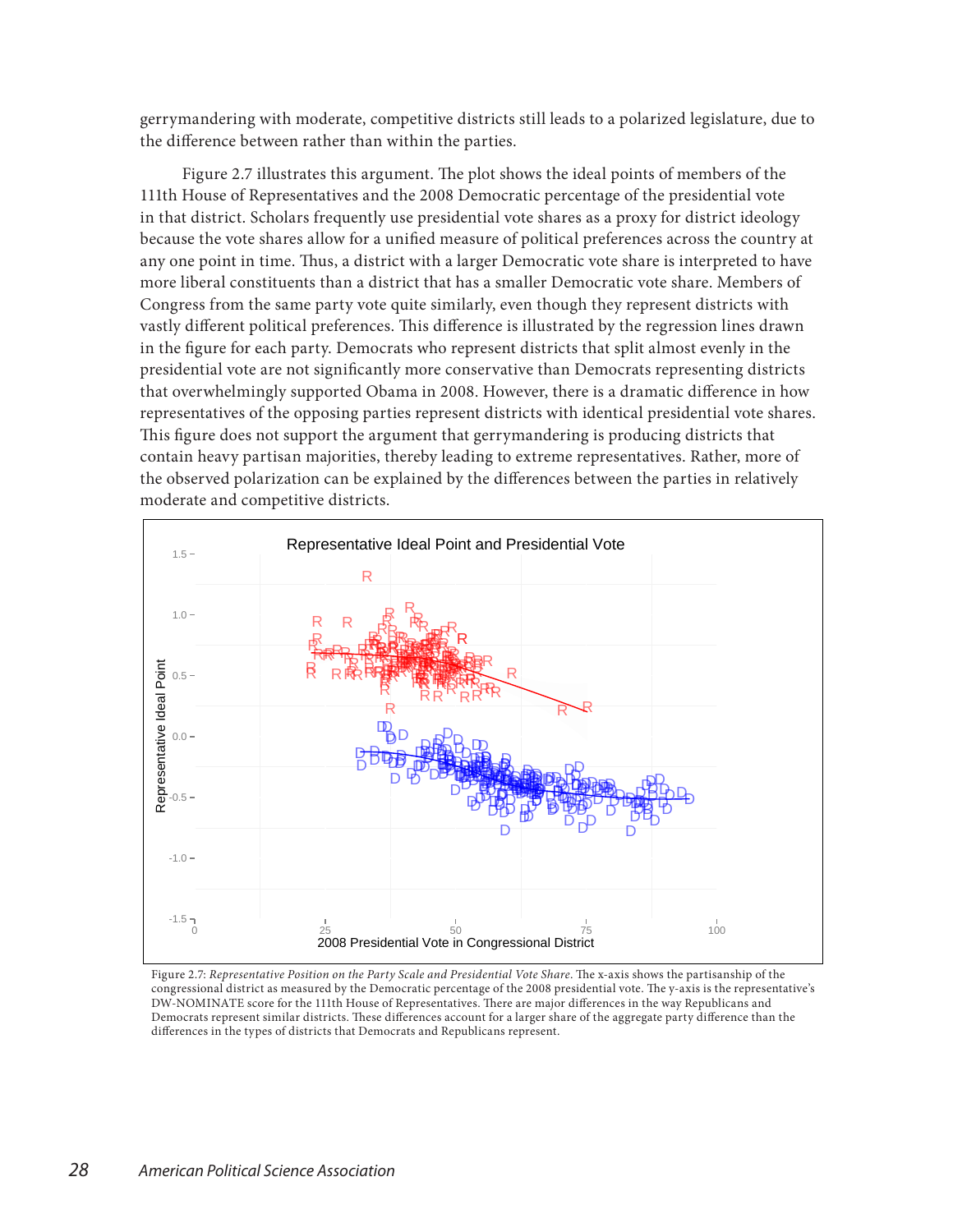gerrymandering with moderate, competitive districts still leads to a polarized legislature, due to the difference between rather than within the parties.

Figure 2.7 illustrates this argument. The plot shows the ideal points of members of the 111th House of Representatives and the 2008 Democratic percentage of the presidential vote in that district. Scholars frequently use presidential vote shares as a proxy for district ideology because the vote shares allow for a unified measure of political preferences across the country at any one point in time. Thus, a district with a larger Democratic vote share is interpreted to have more liberal constituents than a district that has a smaller Democratic vote share. Members of Congress from the same party vote quite similarly, even though they represent districts with vastly different political preferences. This difference is illustrated by the regression lines drawn in the figure for each party. Democrats who represent districts that split almost evenly in the presidential vote are not significantly more conservative than Democrats representing districts that overwhelmingly supported Obama in 2008. However, there is a dramatic difference in how representatives of the opposing parties represent districts with identical presidential vote shares. This figure does not support the argument that gerrymandering is producing districts that contain heavy partisan majorities, thereby leading to extreme representatives. Rather, more of the observed polarization can be explained by the differences between the parties in relatively moderate and competitive districts.

Figure 2.7: *Representative Position on the Party Scale and Presidential Vote Share.* The x-axis shows the partisanship of the congressional district as measured by the Democratic percentage of the 2008 presidential vote. The y-axis is the representative's DW-NOMINATE score for the 111th House of Representatives. There are major differences in the way Republicans and Democrats represent similar districts. These differences account for a larger share of the aggregate party difference than the differences in the types of districts that Democrats and Republicans represent.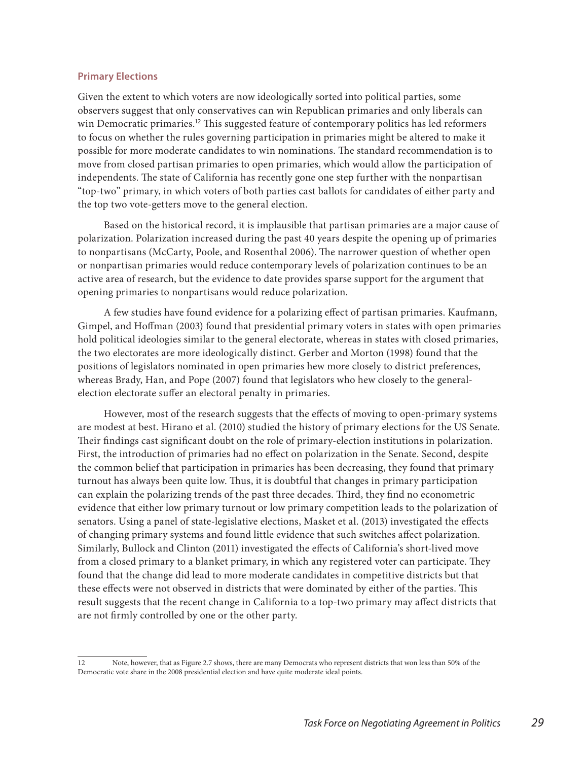### Primary Elections

Given the extent to which voters are now ideologically sorted into political parties, some observers suggest that only conservatives can win Republican primaries and only liberals can win Democratic primaries.[12] This suggested feature of contemporary politics has led reformers to focus on whether the rules governing participation in primaries might be altered to make it possible for more moderate candidates to win nominations. The standard recommendation is to move from closed partisan primaries to open primaries, which would allow the participation of independents. The state of California has recently gone one step further with the nonpartisan "top-two" primary, in which voters of both parties cast ballots for candidates of either party and the top two vote-getters move to the general election.

Based on the historical record, it is implausible that partisan primaries are a major cause of polarization. Polarization increased during the past 40 years despite the opening up of primaries to nonpartisans (McCarty, Poole, and Rosenthal 2006). The narrower question of whether open or nonpartisan primaries would reduce contemporary levels of polarization continues to be an active area of research, but the evidence to date provides sparse support for the argument that opening primaries to nonpartisans would reduce polarization.

A few studies have found evidence for a polarizing effect of partisan primaries. Kaufmann, Gimpel, and Hoffman (2003) found that presidential primary voters in states with open primaries hold political ideologies similar to the general electorate, whereas in states with closed primaries, the two electorates are more ideologically distinct. Gerber and Morton (1998) found that the positions of legislators nominated in open primaries hew more closely to district preferences, whereas Brady, Han, and Pope (2007) found that legislators who hew closely to the general-election electorate suffer an electoral penalty in primaries.

However, most of the research suggests that the effects of moving to open-primary systems are modest at best. Hirano et al. (2010) studied the history of primary elections for the US Senate. Their findings cast significant doubt on the role of primary-election institutions in polarization. First, the introduction of primaries had no effect on polarization in the Senate. Second, despite the common belief that participation in primaries has been decreasing, they found that primary turnout has always been quite low. Thus, it is doubtful that changes in primary participation can explain the polarizing trends of the past three decades. Third, they find no econometric evidence that either low primary turnout or low primary competition leads to the polarization of senators. Using a panel of state-legislative elections, Masket et al. (2013) investigated the effects of changing primary systems and found little evidence that such switches affect polarization. Similarly, Bullock and Clinton (2011) investigated the effects of California's short-lived move from a closed primary to a blanket primary, in which any registered voter can participate. They found that the change did lead to more moderate candidates in competitive districts but that these effects were not observed in districts that were dominated by either of the parties. This result suggests that the recent change in California to a top-two primary may affect districts that are not firmly controlled by one or the other party.

---

[12] Note, however, that as Figure 2.7 shows, there are many Democrats who represent districts that won less than 50% of the Democratic vote share in the 2008 presidential election and have quite moderate ideal points.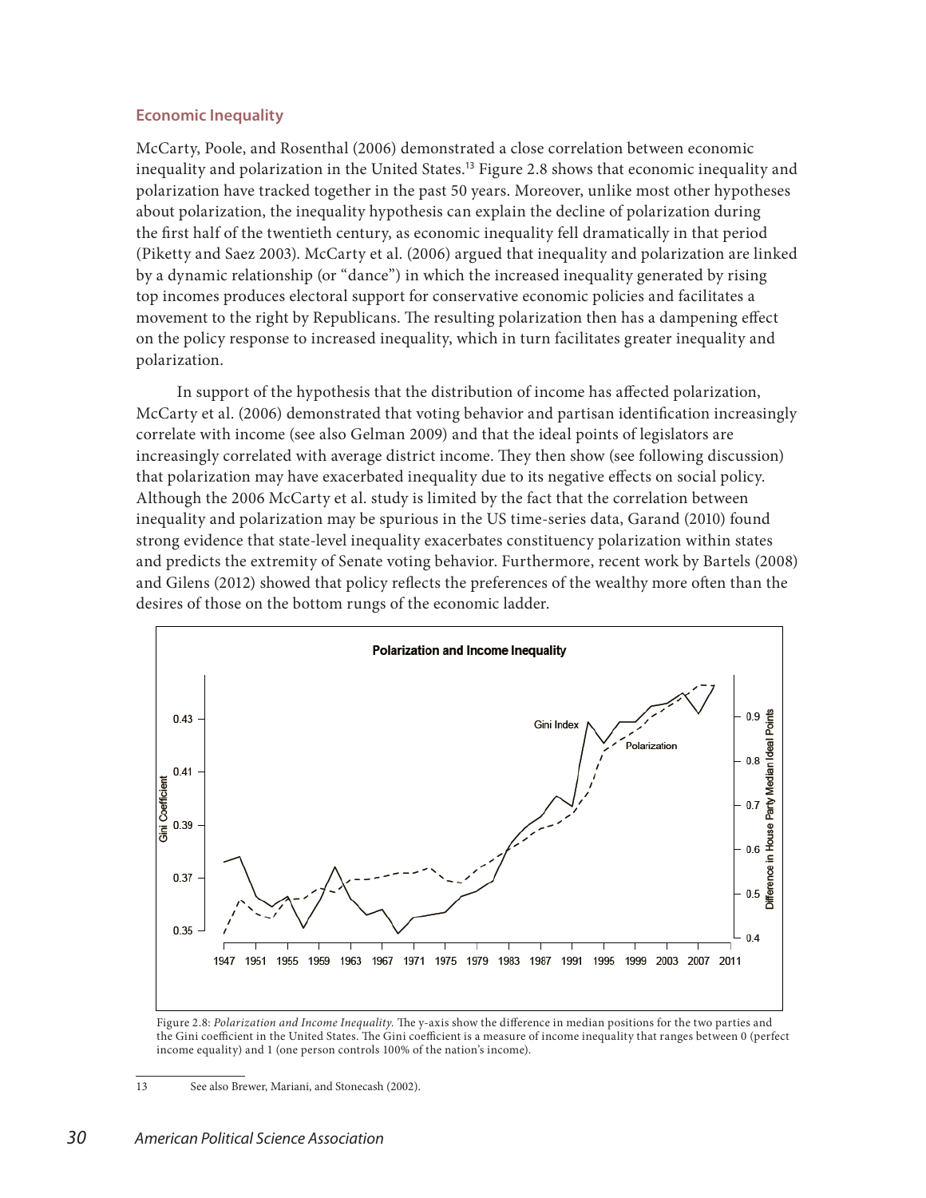### Economic Inequality

McCarty, Poole, and Rosenthal (2006) demonstrated a close correlation between economic inequality and polarization in the United States.[13] Figure 2.8 shows that economic inequality and polarization have tracked together in the past 50 years. Moreover, unlike most other hypotheses about polarization, the inequality hypothesis can explain the decline of polarization during the first half of the twentieth century, as economic inequality fell dramatically in that period (Piketty and Saez 2003). McCarty et al. (2006) argued that inequality and polarization are linked by a dynamic relationship (or "dance") in which the increased inequality generated by rising top incomes produces electoral support for conservative economic policies and facilitates a movement to the right by Republicans. The resulting polarization then has a dampening effect on the policy response to increased inequality, which in turn facilitates greater inequality and polarization.

In support of the hypothesis that the distribution of income has affected polarization, McCarty et al. (2006) demonstrated that voting behavior and partisan identification increasingly correlate with income (see also Gelman 2009) and that the ideal points of legislators are increasingly correlated with average district income. They then show (see following discussion) that polarization may have exacerbated inequality due to its negative effects on social policy. Although the 2006 McCarty et al. study is limited by the fact that the correlation between inequality and polarization may be spurious in the US time-series data, Garand (2010) found strong evidence that state-level inequality exacerbates constituency polarization within states and predicts the extremity of Senate voting behavior. Furthermore, recent work by Bartels (2008) and Gilens (2012) showed that policy reflects the preferences of the wealthy more often than the desires of those on the bottom rungs of the economic ladder.

Figure 2.8: *Polarization and Income Inequality.* The y-axis show the difference in median positions for the two parties and the Gini coefficient in the United States. The Gini coefficient is a measure of income inequality that ranges between 0 (perfect income equality) and 1 (one person controls 100% of the nation's income).

13 See also Brewer, Mariani, and Stonecash (2002).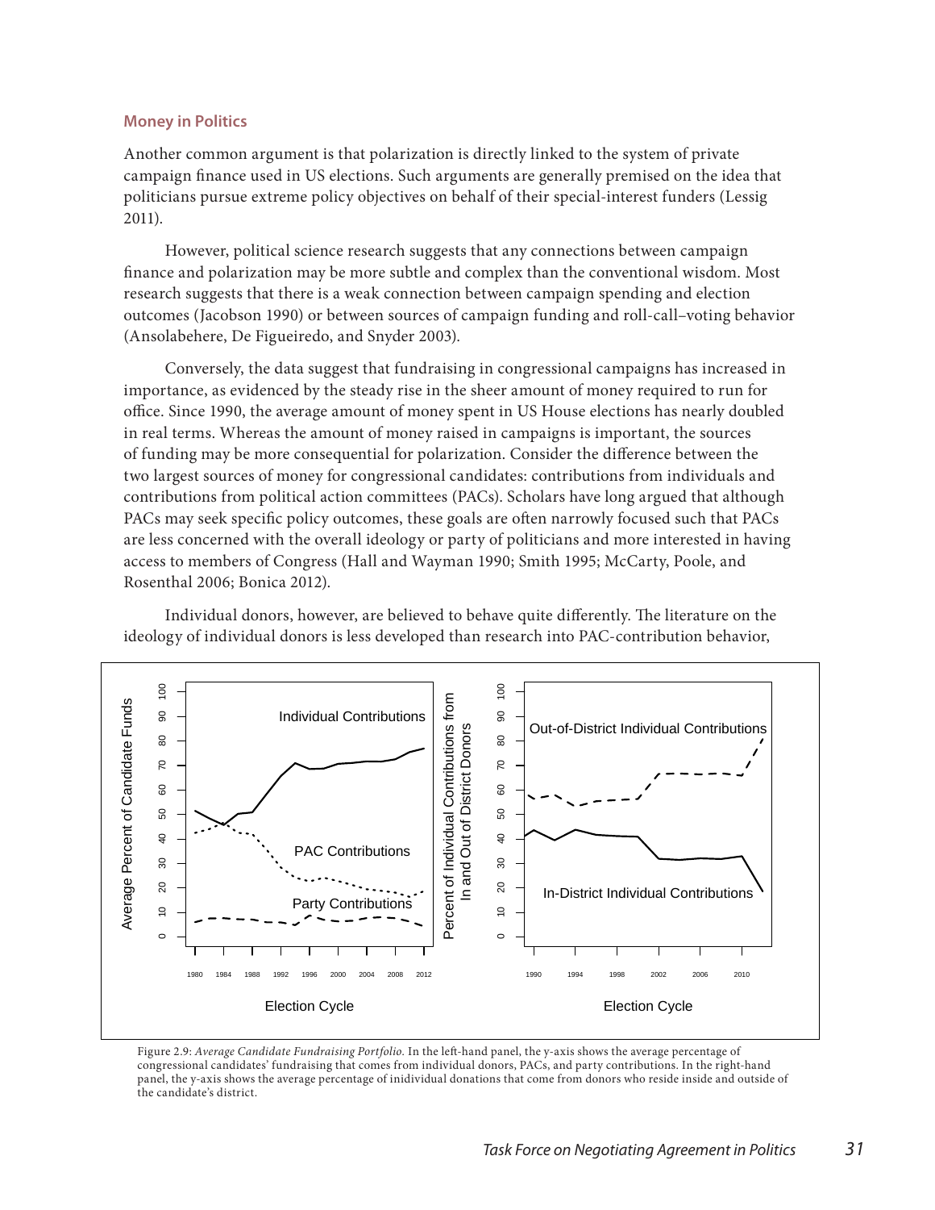### Money in Politics

Another common argument is that polarization is directly linked to the system of private campaign finance used in US elections. Such arguments are generally premised on the idea that politicians pursue extreme policy objectives on behalf of their special-interest funders (Lessig 2011).

However, political science research suggests that any connections between campaign finance and polarization may be more subtle and complex than the conventional wisdom. Most research suggests that there is a weak connection between campaign spending and election outcomes (Jacobson 1990) or between sources of campaign funding and roll-call–voting behavior (Ansolabehere, De Figueiredo, and Snyder 2003).

Conversely, the data suggest that fundraising in congressional campaigns has increased in importance, as evidenced by the steady rise in the sheer amount of money required to run for office. Since 1990, the average amount of money spent in US House elections has nearly doubled in real terms. Whereas the amount of money raised in campaigns is important, the sources of funding may be more consequential for polarization. Consider the difference between the two largest sources of money for congressional candidates: contributions from individuals and contributions from political action committees (PACs). Scholars have long argued that although PACs may seek specific policy outcomes, these goals are often narrowly focused such that PACs are less concerned with the overall ideology or party of politicians and more interested in having access to members of Congress (Hall and Wayman 1990; Smith 1995; McCarty, Poole, and Rosenthal 2006; Bonica 2012).

Individual donors, however, are believed to behave quite differently. The literature on the ideology of individual donors is less developed than research into PAC-contribution behavior,

Figure 2.9: *Average Candidate Fundraising Portfolio.* In the left-hand panel, the y-axis shows the average percentage of congressional candidates' fundraising that comes from individual donors, PACs, and party contributions. In the right-hand panel, the y-axis shows the average percentage of inidividual donations that come from donors who reside inside and outside of the candidate's district.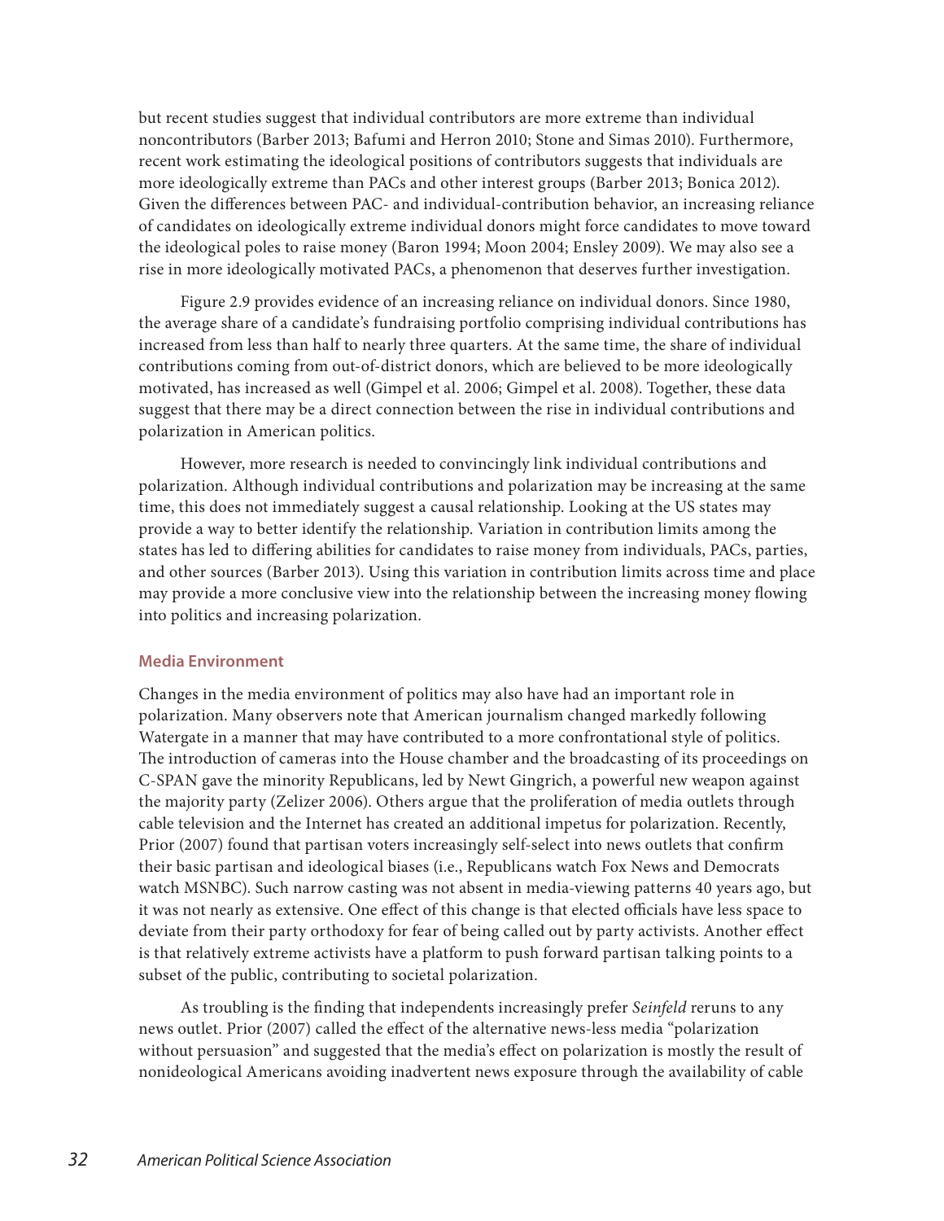but recent studies suggest that individual contributors are more extreme than individual noncontributors (Barber 2013; Bafumi and Herron 2010; Stone and Simas 2010). Furthermore, recent work estimating the ideological positions of contributors suggests that individuals are more ideologically extreme than PACs and other interest groups (Barber 2013; Bonica 2012). Given the differences between PAC- and individual-contribution behavior, an increasing reliance of candidates on ideologically extreme individual donors might force candidates to move toward the ideological poles to raise money (Baron 1994; Moon 2004; Ensley 2009). We may also see a rise in more ideologically motivated PACs, a phenomenon that deserves further investigation.

Figure 2.9 provides evidence of an increasing reliance on individual donors. Since 1980, the average share of a candidate's fundraising portfolio comprising individual contributions has increased from less than half to nearly three quarters. At the same time, the share of individual contributions coming from out-of-district donors, which are believed to be more ideologically motivated, has increased as well (Gimpel et al. 2006; Gimpel et al. 2008). Together, these data suggest that there may be a direct connection between the rise in individual contributions and polarization in American politics.

However, more research is needed to convincingly link individual contributions and polarization. Although individual contributions and polarization may be increasing at the same time, this does not immediately suggest a causal relationship. Looking at the US states may provide a way to better identify the relationship. Variation in contribution limits among the states has led to differing abilities for candidates to raise money from individuals, PACs, parties, and other sources (Barber 2013). Using this variation in contribution limits across time and place may provide a more conclusive view into the relationship between the increasing money flowing into politics and increasing polarization.

### Media Environment

Changes in the media environment of politics may also have had an important role in polarization. Many observers note that American journalism changed markedly following Watergate in a manner that may have contributed to a more confrontational style of politics. The introduction of cameras into the House chamber and the broadcasting of its proceedings on C-SPAN gave the minority Republicans, led by Newt Gingrich, a powerful new weapon against the majority party (Zelizer 2006). Others argue that the proliferation of media outlets through cable television and the Internet has created an additional impetus for polarization. Recently, Prior (2007) found that partisan voters increasingly self-select into news outlets that confirm their basic partisan and ideological biases (i.e., Republicans watch Fox News and Democrats watch MSNBC). Such narrow casting was not absent in media-viewing patterns 40 years ago, but it was not nearly as extensive. One effect of this change is that elected officials have less space to deviate from their party orthodoxy for fear of being called out by party activists. Another effect is that relatively extreme activists have a platform to push forward partisan talking points to a subset of the public, contributing to societal polarization.

As troubling is the finding that independents increasingly prefer *Seinfeld* reruns to any news outlet. Prior (2007) called the effect of the alternative news-less media "polarization without persuasion" and suggested that the media's effect on polarization is mostly the result of nonideological Americans avoiding inadvertent news exposure through the availability of cable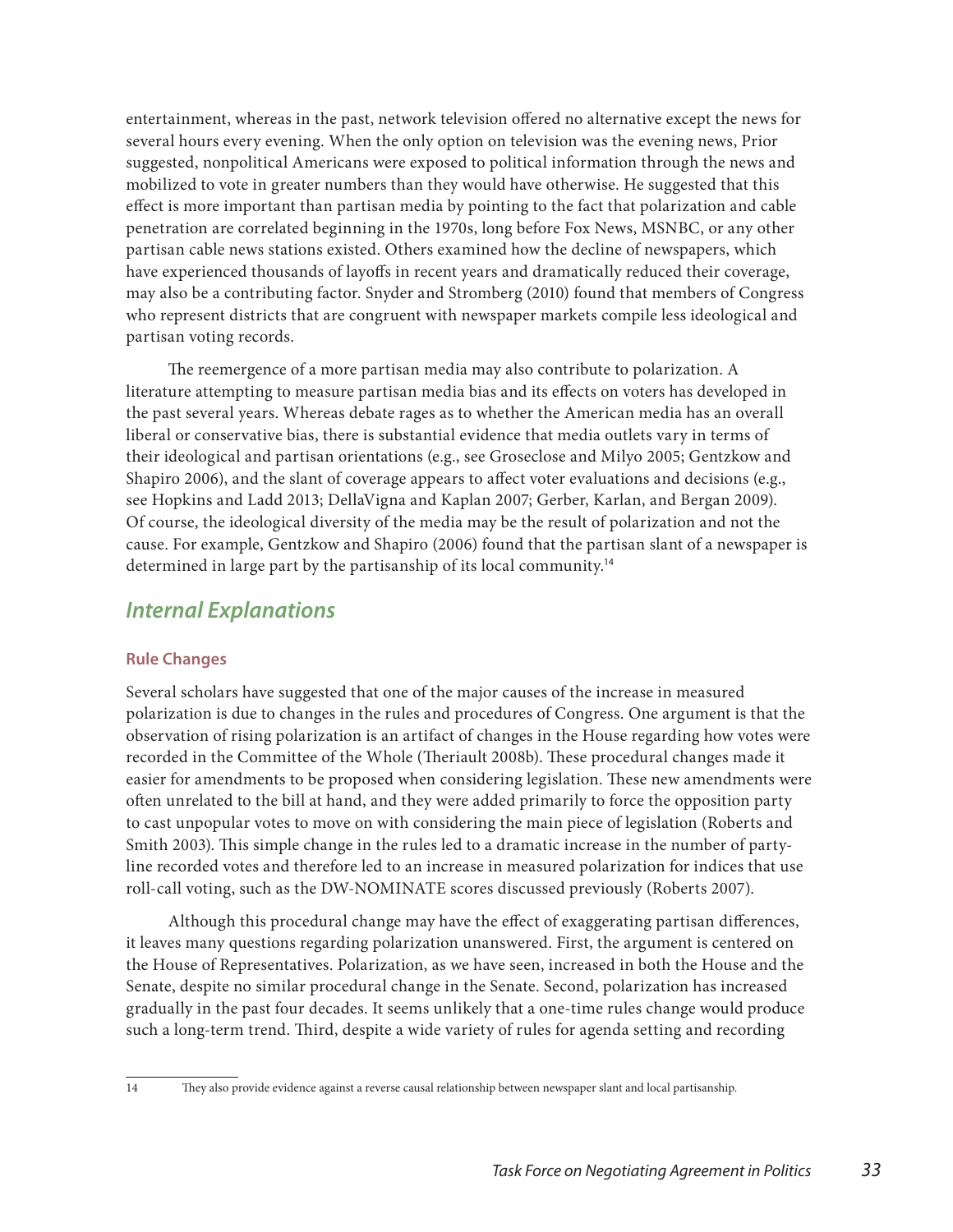entertainment, whereas in the past, network television offered no alternative except the news for several hours every evening. When the only option on television was the evening news, Prior suggested, nonpolitical Americans were exposed to political information through the news and mobilized to vote in greater numbers than they would have otherwise. He suggested that this effect is more important than partisan media by pointing to the fact that polarization and cable penetration are correlated beginning in the 1970s, long before Fox News, MSNBC, or any other partisan cable news stations existed. Others examined how the decline of newspapers, which have experienced thousands of layoffs in recent years and dramatically reduced their coverage, may also be a contributing factor. Snyder and Stromberg (2010) found that members of Congress who represent districts that are congruent with newspaper markets compile less ideological and partisan voting records.

The reemergence of a more partisan media may also contribute to polarization. A literature attempting to measure partisan media bias and its effects on voters has developed in the past several years. Whereas debate rages as to whether the American media has an overall liberal or conservative bias, there is substantial evidence that media outlets vary in terms of their ideological and partisan orientations (e.g., see Groseclose and Milyo 2005; Gentzkow and Shapiro 2006), and the slant of coverage appears to affect voter evaluations and decisions (e.g., see Hopkins and Ladd 2013; DellaVigna and Kaplan 2007; Gerber, Karlan, and Bergan 2009). Of course, the ideological diversity of the media may be the result of polarization and not the cause. For example, Gentzkow and Shapiro (2006) found that the partisan slant of a newspaper is determined in large part by the partisanship of its local community.[14]

## *Internal Explanations*

### Rule Changes

Several scholars have suggested that one of the major causes of the increase in measured polarization is due to changes in the rules and procedures of Congress. One argument is that the observation of rising polarization is an artifact of changes in the House regarding how votes were recorded in the Committee of the Whole (Theriault 2008b). These procedural changes made it easier for amendments to be proposed when considering legislation. These new amendments were often unrelated to the bill at hand, and they were added primarily to force the opposition party to cast unpopular votes to move on with considering the main piece of legislation (Roberts and Smith 2003). This simple change in the rules led to a dramatic increase in the number of party-line recorded votes and therefore led to an increase in measured polarization for indices that use roll-call voting, such as the DW-NOMINATE scores discussed previously (Roberts 2007).

Although this procedural change may have the effect of exaggerating partisan differences, it leaves many questions regarding polarization unanswered. First, the argument is centered on the House of Representatives. Polarization, as we have seen, increased in both the House and the Senate, despite no similar procedural change in the Senate. Second, polarization has increased gradually in the past four decades. It seems unlikely that a one-time rules change would produce such a long-term trend. Third, despite a wide variety of rules for agenda setting and recording

---

14 They also provide evidence against a reverse causal relationship between newspaper slant and local partisanship.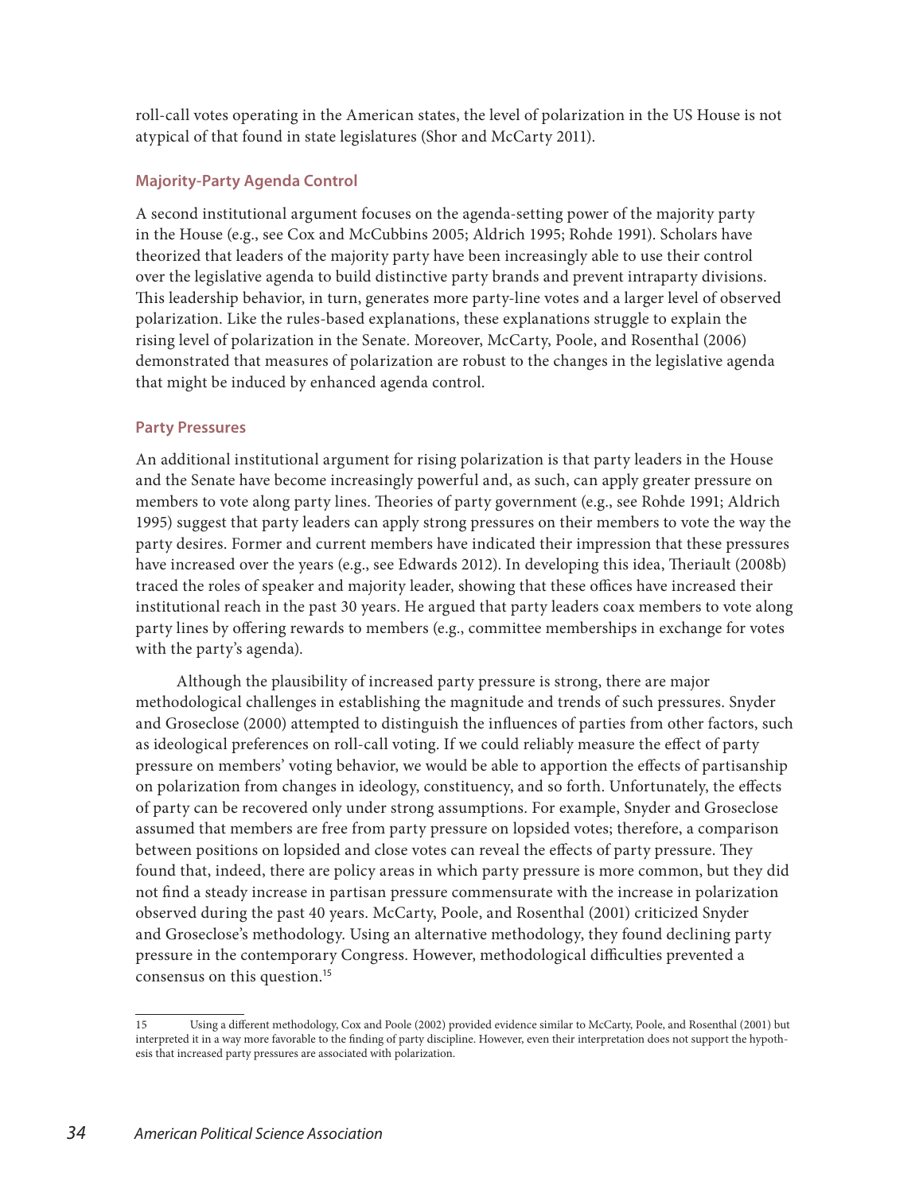roll-call votes operating in the American states, the level of polarization in the US House is not atypical of that found in state legislatures (Shor and McCarty 2011).

### Majority-Party Agenda Control

A second institutional argument focuses on the agenda-setting power of the majority party in the House (e.g., see Cox and McCubbins 2005; Aldrich 1995; Rohde 1991). Scholars have theorized that leaders of the majority party have been increasingly able to use their control over the legislative agenda to build distinctive party brands and prevent intraparty divisions. This leadership behavior, in turn, generates more party-line votes and a larger level of observed polarization. Like the rules-based explanations, these explanations struggle to explain the rising level of polarization in the Senate. Moreover, McCarty, Poole, and Rosenthal (2006) demonstrated that measures of polarization are robust to the changes in the legislative agenda that might be induced by enhanced agenda control.

### Party Pressures

An additional institutional argument for rising polarization is that party leaders in the House and the Senate have become increasingly powerful and, as such, can apply greater pressure on members to vote along party lines. Theories of party government (e.g., see Rohde 1991; Aldrich 1995) suggest that party leaders can apply strong pressures on their members to vote the way the party desires. Former and current members have indicated their impression that these pressures have increased over the years (e.g., see Edwards 2012). In developing this idea, Theriault (2008b) traced the roles of speaker and majority leader, showing that these offices have increased their institutional reach in the past 30 years. He argued that party leaders coax members to vote along party lines by offering rewards to members (e.g., committee memberships in exchange for votes with the party's agenda).

Although the plausibility of increased party pressure is strong, there are major methodological challenges in establishing the magnitude and trends of such pressures. Snyder and Groseclose (2000) attempted to distinguish the influences of parties from other factors, such as ideological preferences on roll-call voting. If we could reliably measure the effect of party pressure on members' voting behavior, we would be able to apportion the effects of partisanship on polarization from changes in ideology, constituency, and so forth. Unfortunately, the effects of party can be recovered only under strong assumptions. For example, Snyder and Groseclose assumed that members are free from party pressure on lopsided votes; therefore, a comparison between positions on lopsided and close votes can reveal the effects of party pressure. They found that, indeed, there are policy areas in which party pressure is more common, but they did not find a steady increase in partisan pressure commensurate with the increase in polarization observed during the past 40 years. McCarty, Poole, and Rosenthal (2001) criticized Snyder and Groseclose's methodology. Using an alternative methodology, they found declining party pressure in the contemporary Congress. However, methodological difficulties prevented a consensus on this question.[15]

[15] Using a different methodology, Cox and Poole (2002) provided evidence similar to McCarty, Poole, and Rosenthal (2001) but interpreted it in a way more favorable to the finding of party discipline. However, even their interpretation does not support the hypothesis that increased party pressures are associated with polarization.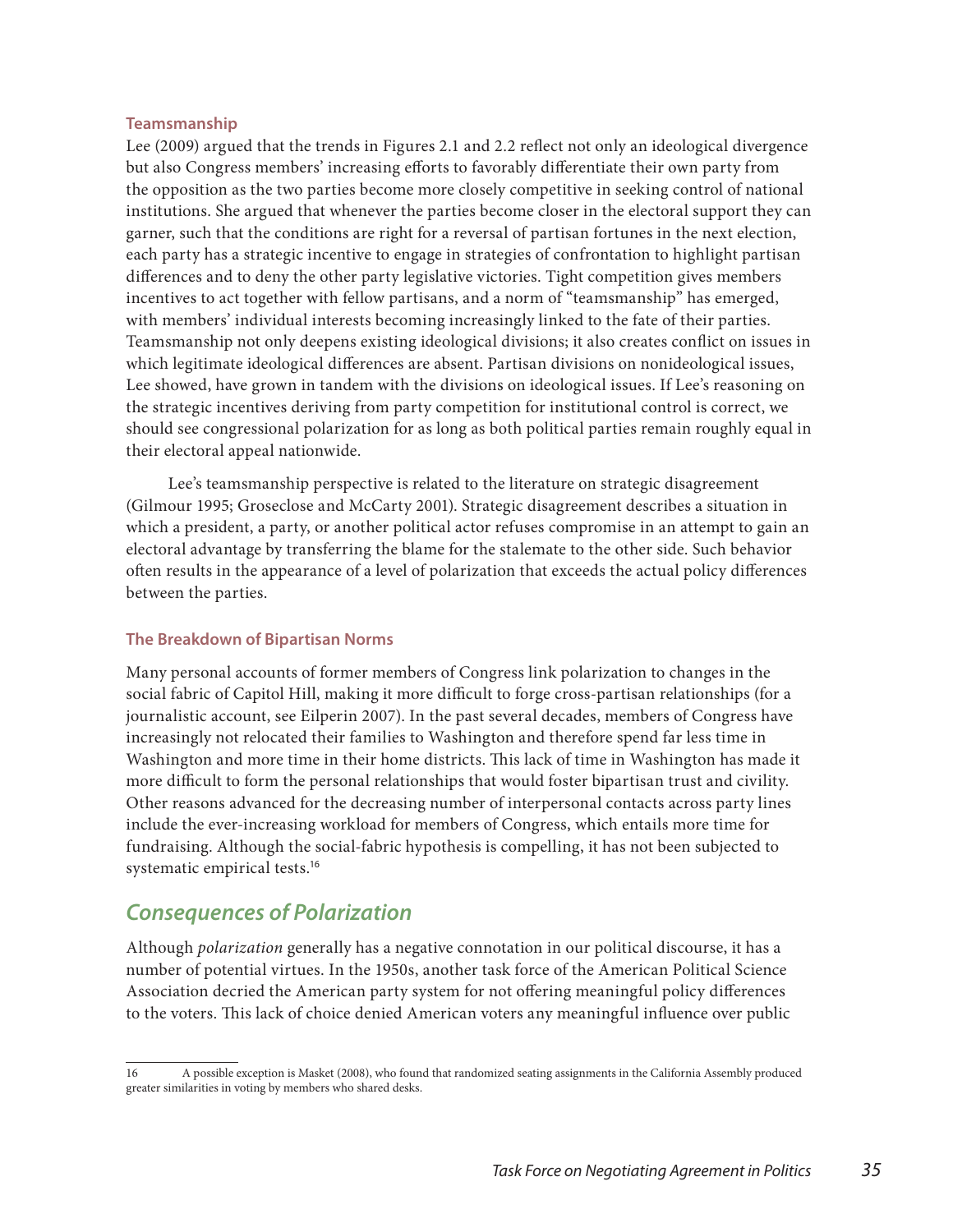### Teamsmanship

Lee (2009) argued that the trends in Figures 2.1 and 2.2 reflect not only an ideological divergence but also Congress members' increasing efforts to favorably differentiate their own party from the opposition as the two parties become more closely competitive in seeking control of national institutions. She argued that whenever the parties become closer in the electoral support they can garner, such that the conditions are right for a reversal of partisan fortunes in the next election, each party has a strategic incentive to engage in strategies of confrontation to highlight partisan differences and to deny the other party legislative victories. Tight competition gives members incentives to act together with fellow partisans, and a norm of "teamsmanship" has emerged, with members' individual interests becoming increasingly linked to the fate of their parties. Teamsmanship not only deepens existing ideological divisions; it also creates conflict on issues in which legitimate ideological differences are absent. Partisan divisions on nonideological issues, Lee showed, have grown in tandem with the divisions on ideological issues. If Lee's reasoning on the strategic incentives deriving from party competition for institutional control is correct, we should see congressional polarization for as long as both political parties remain roughly equal in their electoral appeal nationwide.

Lee's teamsmanship perspective is related to the literature on strategic disagreement (Gilmour 1995; Groseclose and McCarty 2001). Strategic disagreement describes a situation in which a president, a party, or another political actor refuses compromise in an attempt to gain an electoral advantage by transferring the blame for the stalemate to the other side. Such behavior often results in the appearance of a level of polarization that exceeds the actual policy differences between the parties.

### The Breakdown of Bipartisan Norms

Many personal accounts of former members of Congress link polarization to changes in the social fabric of Capitol Hill, making it more difficult to forge cross-partisan relationships (for a journalistic account, see Eilperin 2007). In the past several decades, members of Congress have increasingly not relocated their families to Washington and therefore spend far less time in Washington and more time in their home districts. This lack of time in Washington has made it more difficult to form the personal relationships that would foster bipartisan trust and civility. Other reasons advanced for the decreasing number of interpersonal contacts across party lines include the ever-increasing workload for members of Congress, which entails more time for fundraising. Although the social-fabric hypothesis is compelling, it has not been subjected to systematic empirical tests.[16]

## *Consequences of Polarization*

Although *polarization* generally has a negative connotation in our political discourse, it has a number of potential virtues. In the 1950s, another task force of the American Political Science Association decried the American party system for not offering meaningful policy differences to the voters. This lack of choice denied American voters any meaningful influence over public

---

16 A possible exception is Masket (2008), who found that randomized seating assignments in the California Assembly produced greater similarities in voting by members who shared desks.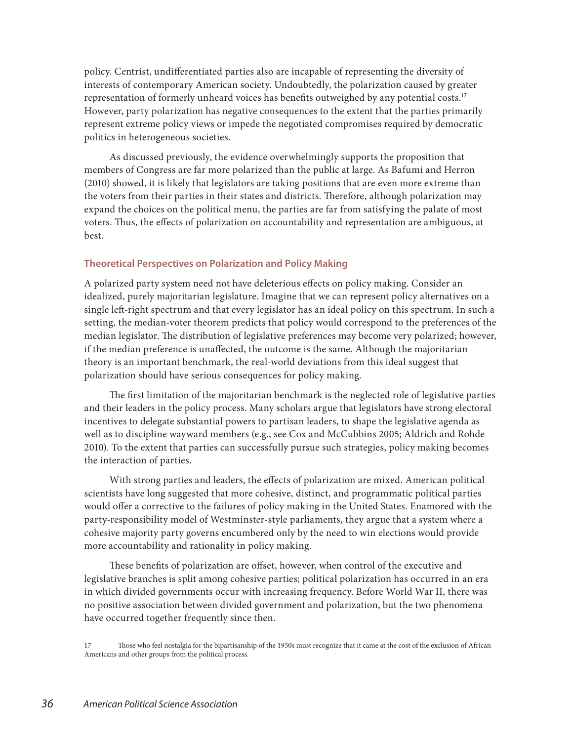policy. Centrist, undifferentiated parties also are incapable of representing the diversity of interests of contemporary American society. Undoubtedly, the polarization caused by greater representation of formerly unheard voices has benefits outweighed by any potential costs.[17] However, party polarization has negative consequences to the extent that the parties primarily represent extreme policy views or impede the negotiated compromises required by democratic politics in heterogeneous societies.

As discussed previously, the evidence overwhelmingly supports the proposition that members of Congress are far more polarized than the public at large. As Bafumi and Herron (2010) showed, it is likely that legislators are taking positions that are even more extreme than the voters from their parties in their states and districts. Therefore, although polarization may expand the choices on the political menu, the parties are far from satisfying the palate of most voters. Thus, the effects of polarization on accountability and representation are ambiguous, at best.

### Theoretical Perspectives on Polarization and Policy Making

A polarized party system need not have deleterious effects on policy making. Consider an idealized, purely majoritarian legislature. Imagine that we can represent policy alternatives on a single left-right spectrum and that every legislator has an ideal policy on this spectrum. In such a setting, the median-voter theorem predicts that policy would correspond to the preferences of the median legislator. The distribution of legislative preferences may become very polarized; however, if the median preference is unaffected, the outcome is the same. Although the majoritarian theory is an important benchmark, the real-world deviations from this ideal suggest that polarization should have serious consequences for policy making.

The first limitation of the majoritarian benchmark is the neglected role of legislative parties and their leaders in the policy process. Many scholars argue that legislators have strong electoral incentives to delegate substantial powers to partisan leaders, to shape the legislative agenda as well as to discipline wayward members (e.g., see Cox and McCubbins 2005; Aldrich and Rohde 2010). To the extent that parties can successfully pursue such strategies, policy making becomes the interaction of parties.

With strong parties and leaders, the effects of polarization are mixed. American political scientists have long suggested that more cohesive, distinct, and programmatic political parties would offer a corrective to the failures of policy making in the United States. Enamored with the party-responsibility model of Westminster-style parliaments, they argue that a system where a cohesive majority party governs encumbered only by the need to win elections would provide more accountability and rationality in policy making.

These benefits of polarization are offset, however, when control of the executive and legislative branches is split among cohesive parties; political polarization has occurred in an era in which divided governments occur with increasing frequency. Before World War II, there was no positive association between divided government and polarization, but the two phenomena have occurred together frequently since then.

---

17 Those who feel nostalgia for the bipartisanship of the 1950s must recognize that it came at the cost of the exclusion of African Americans and other groups from the political process.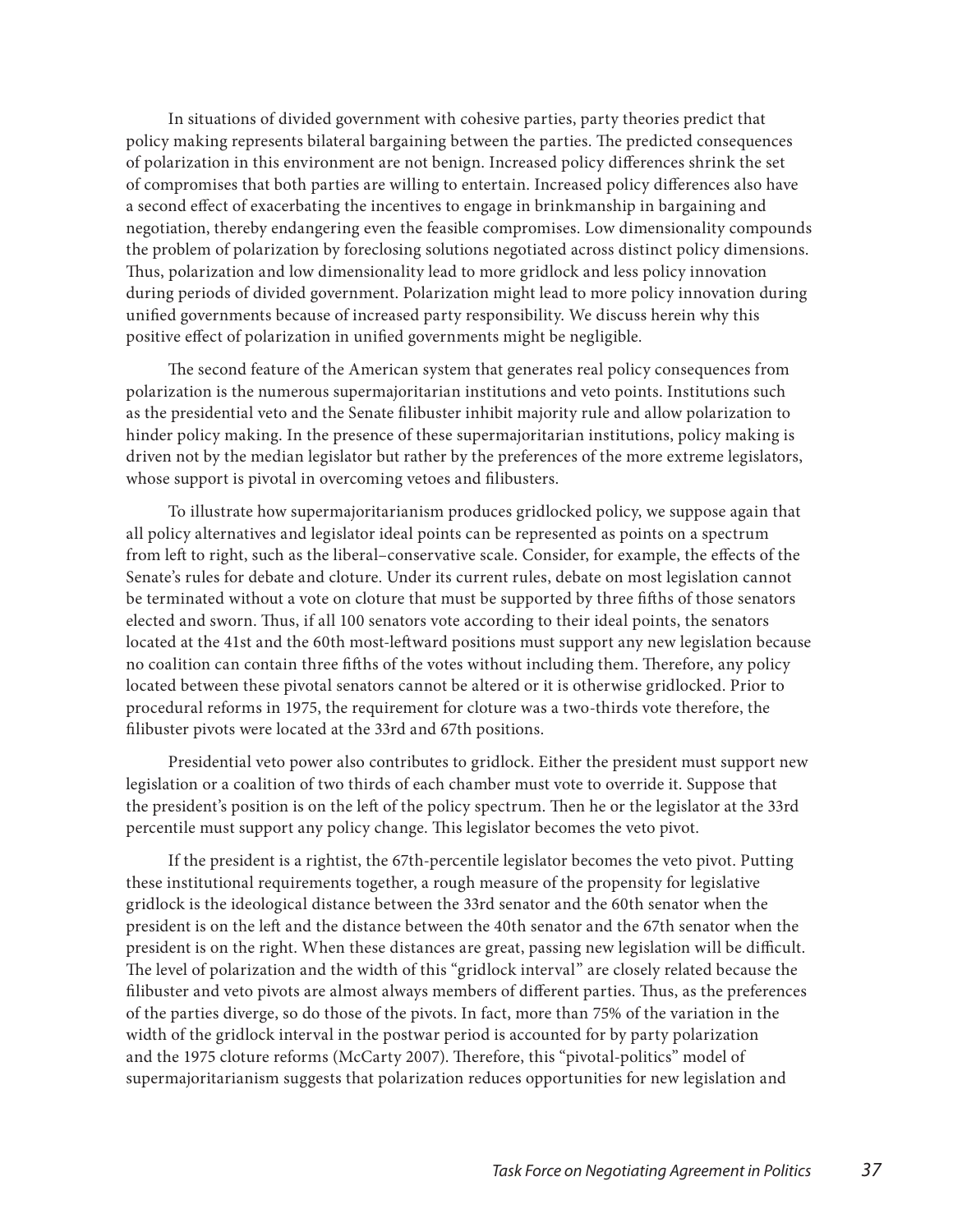In situations of divided government with cohesive parties, party theories predict that policy making represents bilateral bargaining between the parties. The predicted consequences of polarization in this environment are not benign. Increased policy differences shrink the set of compromises that both parties are willing to entertain. Increased policy differences also have a second effect of exacerbating the incentives to engage in brinkmanship in bargaining and negotiation, thereby endangering even the feasible compromises. Low dimensionality compounds the problem of polarization by foreclosing solutions negotiated across distinct policy dimensions. Thus, polarization and low dimensionality lead to more gridlock and less policy innovation during periods of divided government. Polarization might lead to more policy innovation during unified governments because of increased party responsibility. We discuss herein why this positive effect of polarization in unified governments might be negligible.

The second feature of the American system that generates real policy consequences from polarization is the numerous supermajoritarian institutions and veto points. Institutions such as the presidential veto and the Senate filibuster inhibit majority rule and allow polarization to hinder policy making. In the presence of these supermajoritarian institutions, policy making is driven not by the median legislator but rather by the preferences of the more extreme legislators, whose support is pivotal in overcoming vetoes and filibusters.

To illustrate how supermajoritarianism produces gridlocked policy, we suppose again that all policy alternatives and legislator ideal points can be represented as points on a spectrum from left to right, such as the liberal–conservative scale. Consider, for example, the effects of the Senate's rules for debate and cloture. Under its current rules, debate on most legislation cannot be terminated without a vote on cloture that must be supported by three fifths of those senators elected and sworn. Thus, if all 100 senators vote according to their ideal points, the senators located at the 41st and the 60th most-leftward positions must support any new legislation because no coalition can contain three fifths of the votes without including them. Therefore, any policy located between these pivotal senators cannot be altered or it is otherwise gridlocked. Prior to procedural reforms in 1975, the requirement for cloture was a two-thirds vote therefore, the filibuster pivots were located at the 33rd and 67th positions.

Presidential veto power also contributes to gridlock. Either the president must support new legislation or a coalition of two thirds of each chamber must vote to override it. Suppose that the president's position is on the left of the policy spectrum. Then he or the legislator at the 33rd percentile must support any policy change. This legislator becomes the veto pivot.

If the president is a rightist, the 67th-percentile legislator becomes the veto pivot. Putting these institutional requirements together, a rough measure of the propensity for legislative gridlock is the ideological distance between the 33rd senator and the 60th senator when the president is on the left and the distance between the 40th senator and the 67th senator when the president is on the right. When these distances are great, passing new legislation will be difficult. The level of polarization and the width of this "gridlock interval" are closely related because the filibuster and veto pivots are almost always members of different parties. Thus, as the preferences of the parties diverge, so do those of the pivots. In fact, more than 75% of the variation in the width of the gridlock interval in the postwar period is accounted for by party polarization and the 1975 cloture reforms (McCarty 2007). Therefore, this "pivotal-politics" model of supermajoritarianism suggests that polarization reduces opportunities for new legislation and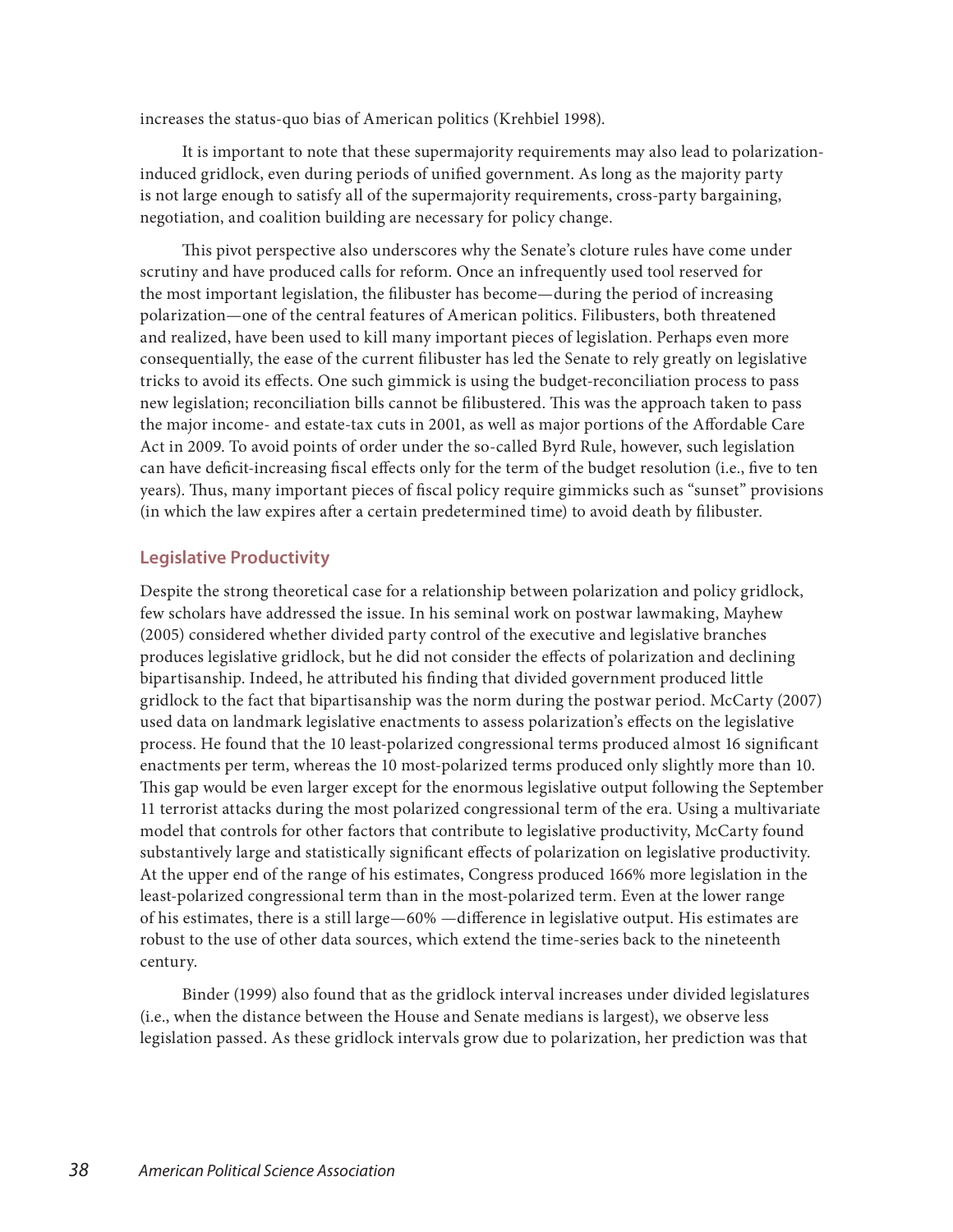increases the status-quo bias of American politics (Krehbiel 1998).

It is important to note that these supermajority requirements may also lead to polarization-induced gridlock, even during periods of unified government. As long as the majority party is not large enough to satisfy all of the supermajority requirements, cross-party bargaining, negotiation, and coalition building are necessary for policy change.

This pivot perspective also underscores why the Senate's cloture rules have come under scrutiny and have produced calls for reform. Once an infrequently used tool reserved for the most important legislation, the filibuster has become—during the period of increasing polarization—one of the central features of American politics. Filibusters, both threatened and realized, have been used to kill many important pieces of legislation. Perhaps even more consequentially, the ease of the current filibuster has led the Senate to rely greatly on legislative tricks to avoid its effects. One such gimmick is using the budget-reconciliation process to pass new legislation; reconciliation bills cannot be filibustered. This was the approach taken to pass the major income- and estate-tax cuts in 2001, as well as major portions of the Affordable Care Act in 2009. To avoid points of order under the so-called Byrd Rule, however, such legislation can have deficit-increasing fiscal effects only for the term of the budget resolution (i.e., five to ten years). Thus, many important pieces of fiscal policy require gimmicks such as "sunset" provisions (in which the law expires after a certain predetermined time) to avoid death by filibuster.

### Legislative Productivity

Despite the strong theoretical case for a relationship between polarization and policy gridlock, few scholars have addressed the issue. In his seminal work on postwar lawmaking, Mayhew (2005) considered whether divided party control of the executive and legislative branches produces legislative gridlock, but he did not consider the effects of polarization and declining bipartisanship. Indeed, he attributed his finding that divided government produced little gridlock to the fact that bipartisanship was the norm during the postwar period. McCarty (2007) used data on landmark legislative enactments to assess polarization's effects on the legislative process. He found that the 10 least-polarized congressional terms produced almost 16 significant enactments per term, whereas the 10 most-polarized terms produced only slightly more than 10. This gap would be even larger except for the enormous legislative output following the September 11 terrorist attacks during the most polarized congressional term of the era. Using a multivariate model that controls for other factors that contribute to legislative productivity, McCarty found substantively large and statistically significant effects of polarization on legislative productivity. At the upper end of the range of his estimates, Congress produced 166% more legislation in the least-polarized congressional term than in the most-polarized term. Even at the lower range of his estimates, there is a still large—60% —difference in legislative output. His estimates are robust to the use of other data sources, which extend the time-series back to the nineteenth century.

Binder (1999) also found that as the gridlock interval increases under divided legislatures (i.e., when the distance between the House and Senate medians is largest), we observe less legislation passed. As these gridlock intervals grow due to polarization, her prediction was that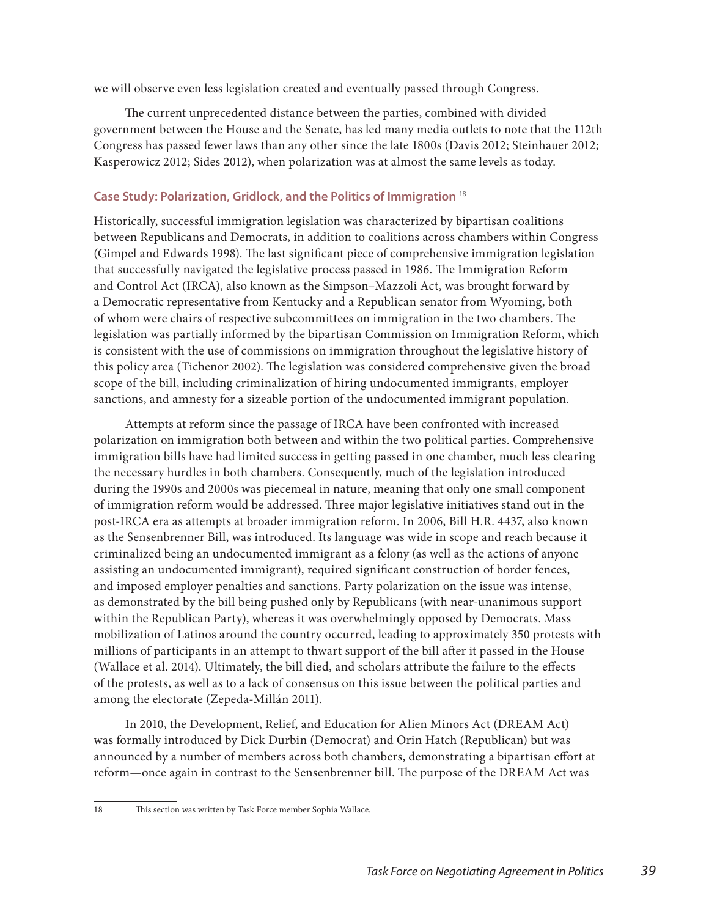we will observe even less legislation created and eventually passed through Congress.

The current unprecedented distance between the parties, combined with divided government between the House and the Senate, has led many media outlets to note that the 112th Congress has passed fewer laws than any other since the late 1800s (Davis 2012; Steinhauer 2012; Kasperowicz 2012; Sides 2012), when polarization was at almost the same levels as today.

### Case Study: Polarization, Gridlock, and the Politics of Immigration [18]

Historically, successful immigration legislation was characterized by bipartisan coalitions between Republicans and Democrats, in addition to coalitions across chambers within Congress (Gimpel and Edwards 1998). The last significant piece of comprehensive immigration legislation that successfully navigated the legislative process passed in 1986. The Immigration Reform and Control Act (IRCA), also known as the Simpson–Mazzoli Act, was brought forward by a Democratic representative from Kentucky and a Republican senator from Wyoming, both of whom were chairs of respective subcommittees on immigration in the two chambers. The legislation was partially informed by the bipartisan Commission on Immigration Reform, which is consistent with the use of commissions on immigration throughout the legislative history of this policy area (Tichenor 2002). The legislation was considered comprehensive given the broad scope of the bill, including criminalization of hiring undocumented immigrants, employer sanctions, and amnesty for a sizeable portion of the undocumented immigrant population.

Attempts at reform since the passage of IRCA have been confronted with increased polarization on immigration both between and within the two political parties. Comprehensive immigration bills have had limited success in getting passed in one chamber, much less clearing the necessary hurdles in both chambers. Consequently, much of the legislation introduced during the 1990s and 2000s was piecemeal in nature, meaning that only one small component of immigration reform would be addressed. Three major legislative initiatives stand out in the post-IRCA era as attempts at broader immigration reform. In 2006, Bill H.R. 4437, also known as the Sensenbrenner Bill, was introduced. Its language was wide in scope and reach because it criminalized being an undocumented immigrant as a felony (as well as the actions of anyone assisting an undocumented immigrant), required significant construction of border fences, and imposed employer penalties and sanctions. Party polarization on the issue was intense, as demonstrated by the bill being pushed only by Republicans (with near-unanimous support within the Republican Party), whereas it was overwhelmingly opposed by Democrats. Mass mobilization of Latinos around the country occurred, leading to approximately 350 protests with millions of participants in an attempt to thwart support of the bill after it passed in the House (Wallace et al. 2014). Ultimately, the bill died, and scholars attribute the failure to the effects of the protests, as well as to a lack of consensus on this issue between the political parties and among the electorate (Zepeda-Millán 2011).

In 2010, the Development, Relief, and Education for Alien Minors Act (DREAM Act) was formally introduced by Dick Durbin (Democrat) and Orin Hatch (Republican) but was announced by a number of members across both chambers, demonstrating a bipartisan effort at reform—once again in contrast to the Sensenbrenner bill. The purpose of the DREAM Act was

[18] This section was written by Task Force member Sophia Wallace.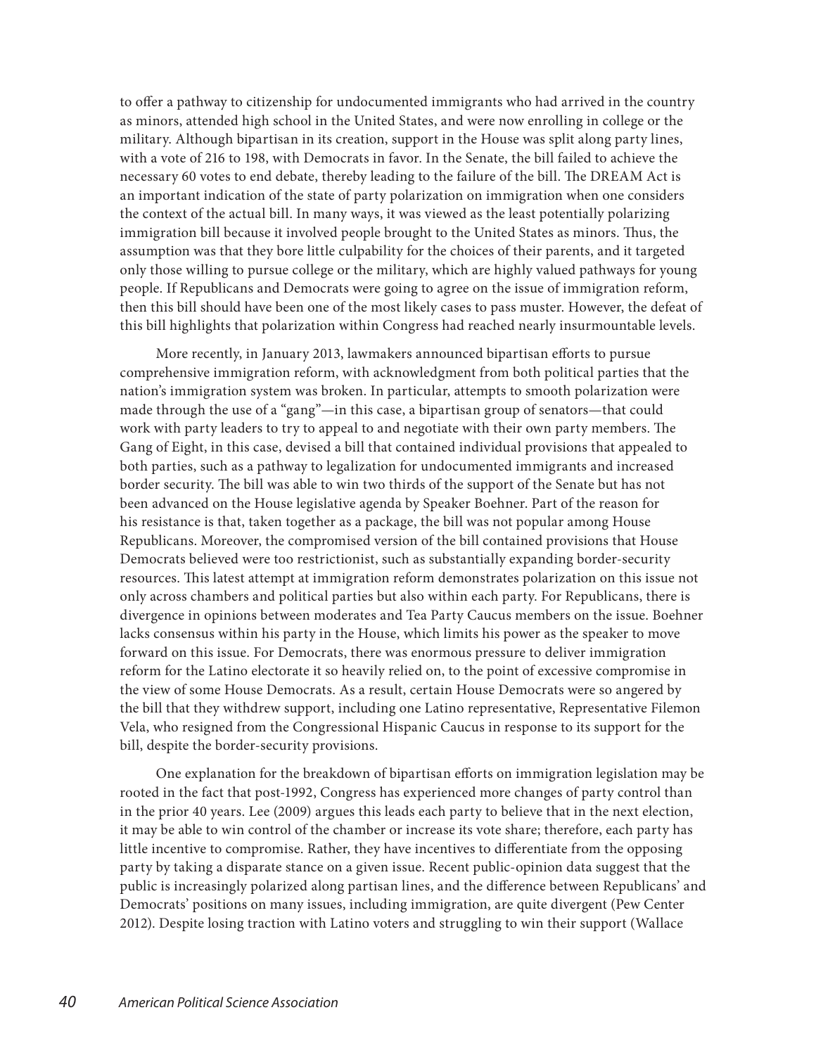to offer a pathway to citizenship for undocumented immigrants who had arrived in the country as minors, attended high school in the United States, and were now enrolling in college or the military. Although bipartisan in its creation, support in the House was split along party lines, with a vote of 216 to 198, with Democrats in favor. In the Senate, the bill failed to achieve the necessary 60 votes to end debate, thereby leading to the failure of the bill. The DREAM Act is an important indication of the state of party polarization on immigration when one considers the context of the actual bill. In many ways, it was viewed as the least potentially polarizing immigration bill because it involved people brought to the United States as minors. Thus, the assumption was that they bore little culpability for the choices of their parents, and it targeted only those willing to pursue college or the military, which are highly valued pathways for young people. If Republicans and Democrats were going to agree on the issue of immigration reform, then this bill should have been one of the most likely cases to pass muster. However, the defeat of this bill highlights that polarization within Congress had reached nearly insurmountable levels.

More recently, in January 2013, lawmakers announced bipartisan efforts to pursue comprehensive immigration reform, with acknowledgment from both political parties that the nation's immigration system was broken. In particular, attempts to smooth polarization were made through the use of a "gang"—in this case, a bipartisan group of senators—that could work with party leaders to try to appeal to and negotiate with their own party members. The Gang of Eight, in this case, devised a bill that contained individual provisions that appealed to both parties, such as a pathway to legalization for undocumented immigrants and increased border security. The bill was able to win two thirds of the support of the Senate but has not been advanced on the House legislative agenda by Speaker Boehner. Part of the reason for his resistance is that, taken together as a package, the bill was not popular among House Republicans. Moreover, the compromised version of the bill contained provisions that House Democrats believed were too restrictionist, such as substantially expanding border-security resources. This latest attempt at immigration reform demonstrates polarization on this issue not only across chambers and political parties but also within each party. For Republicans, there is divergence in opinions between moderates and Tea Party Caucus members on the issue. Boehner lacks consensus within his party in the House, which limits his power as the speaker to move forward on this issue. For Democrats, there was enormous pressure to deliver immigration reform for the Latino electorate it so heavily relied on, to the point of excessive compromise in the view of some House Democrats. As a result, certain House Democrats were so angered by the bill that they withdrew support, including one Latino representative, Representative Filemon Vela, who resigned from the Congressional Hispanic Caucus in response to its support for the bill, despite the border-security provisions.

One explanation for the breakdown of bipartisan efforts on immigration legislation may be rooted in the fact that post-1992, Congress has experienced more changes of party control than in the prior 40 years. Lee (2009) argues this leads each party to believe that in the next election, it may be able to win control of the chamber or increase its vote share; therefore, each party has little incentive to compromise. Rather, they have incentives to differentiate from the opposing party by taking a disparate stance on a given issue. Recent public-opinion data suggest that the public is increasingly polarized along partisan lines, and the difference between Republicans' and Democrats' positions on many issues, including immigration, are quite divergent (Pew Center 2012). Despite losing traction with Latino voters and struggling to win their support (Wallace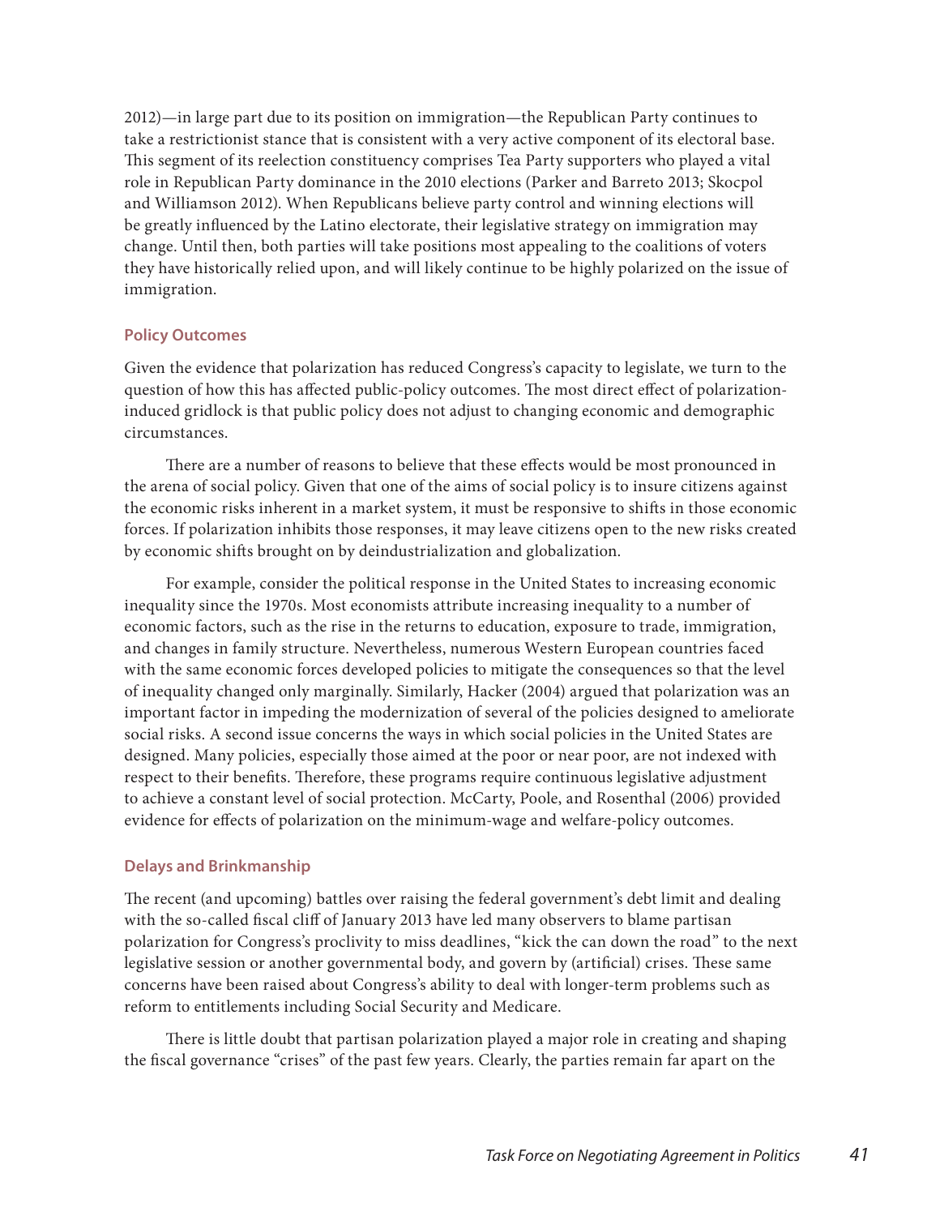2012)—in large part due to its position on immigration—the Republican Party continues to take a restrictionist stance that is consistent with a very active component of its electoral base. This segment of its reelection constituency comprises Tea Party supporters who played a vital role in Republican Party dominance in the 2010 elections (Parker and Barreto 2013; Skocpol and Williamson 2012). When Republicans believe party control and winning elections will be greatly influenced by the Latino electorate, their legislative strategy on immigration may change. Until then, both parties will take positions most appealing to the coalitions of voters they have historically relied upon, and will likely continue to be highly polarized on the issue of immigration.

### Policy Outcomes

Given the evidence that polarization has reduced Congress's capacity to legislate, we turn to the question of how this has affected public-policy outcomes. The most direct effect of polarization-induced gridlock is that public policy does not adjust to changing economic and demographic circumstances.

There are a number of reasons to believe that these effects would be most pronounced in the arena of social policy. Given that one of the aims of social policy is to insure citizens against the economic risks inherent in a market system, it must be responsive to shifts in those economic forces. If polarization inhibits those responses, it may leave citizens open to the new risks created by economic shifts brought on by deindustrialization and globalization.

For example, consider the political response in the United States to increasing economic inequality since the 1970s. Most economists attribute increasing inequality to a number of economic factors, such as the rise in the returns to education, exposure to trade, immigration, and changes in family structure. Nevertheless, numerous Western European countries faced with the same economic forces developed policies to mitigate the consequences so that the level of inequality changed only marginally. Similarly, Hacker (2004) argued that polarization was an important factor in impeding the modernization of several of the policies designed to ameliorate social risks. A second issue concerns the ways in which social policies in the United States are designed. Many policies, especially those aimed at the poor or near poor, are not indexed with respect to their benefits. Therefore, these programs require continuous legislative adjustment to achieve a constant level of social protection. McCarty, Poole, and Rosenthal (2006) provided evidence for effects of polarization on the minimum-wage and welfare-policy outcomes.

### Delays and Brinkmanship

The recent (and upcoming) battles over raising the federal government's debt limit and dealing with the so-called fiscal cliff of January 2013 have led many observers to blame partisan polarization for Congress's proclivity to miss deadlines, "kick the can down the road" to the next legislative session or another governmental body, and govern by (artificial) crises. These same concerns have been raised about Congress's ability to deal with longer-term problems such as reform to entitlements including Social Security and Medicare.

There is little doubt that partisan polarization played a major role in creating and shaping the fiscal governance "crises" of the past few years. Clearly, the parties remain far apart on the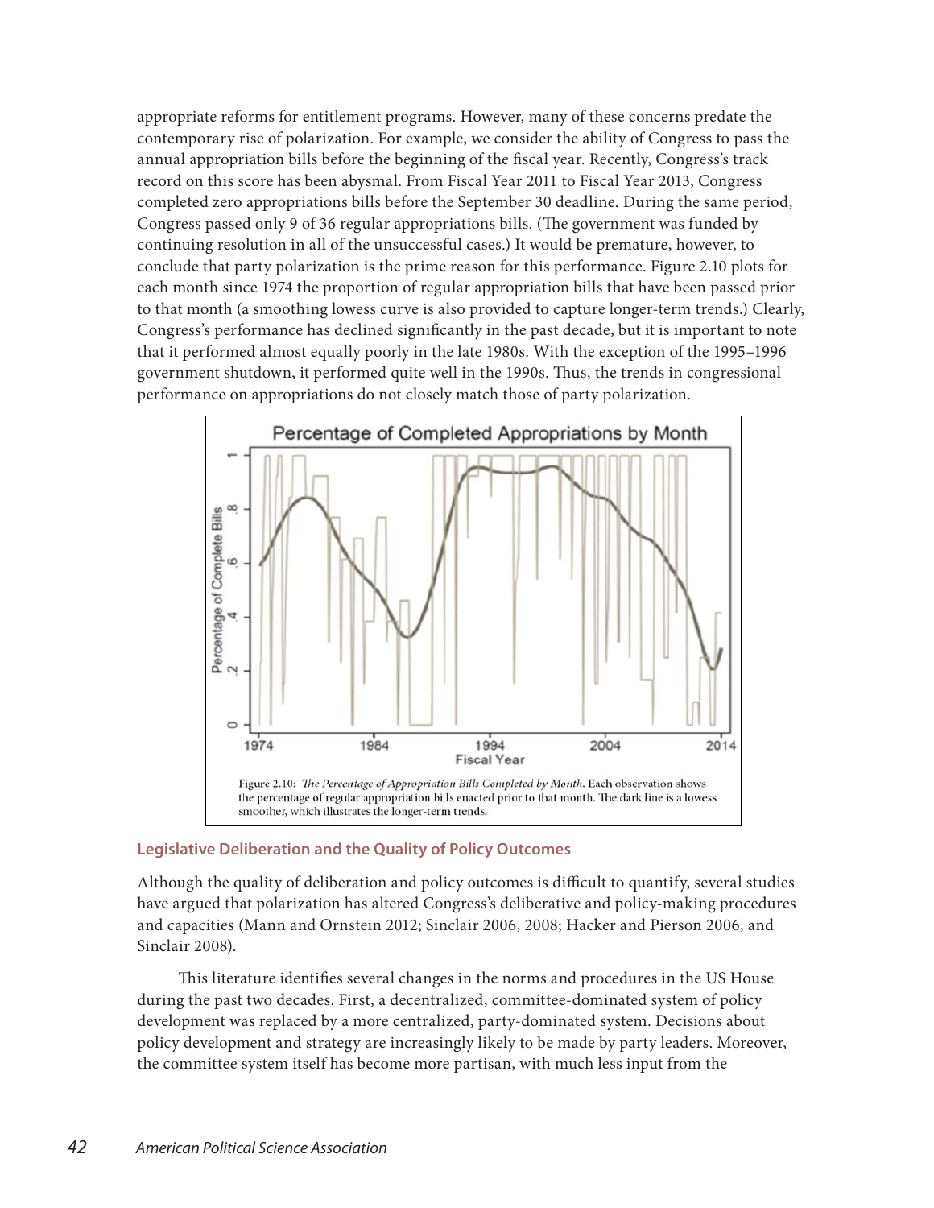appropriate reforms for entitlement programs. However, many of these concerns predate the contemporary rise of polarization. For example, we consider the ability of Congress to pass the annual appropriation bills before the beginning of the fiscal year. Recently, Congress's track record on this score has been abysmal. From Fiscal Year 2011 to Fiscal Year 2013, Congress completed zero appropriations bills before the September 30 deadline. During the same period, Congress passed only 9 of 36 regular appropriations bills. (The government was funded by continuing resolution in all of the unsuccessful cases.) It would be premature, however, to conclude that party polarization is the prime reason for this performance. Figure 2.10 plots for each month since 1974 the proportion of regular appropriation bills that have been passed prior to that month (a smoothing lowess curve is also provided to capture longer-term trends.) Clearly, Congress's performance has declined significantly in the past decade, but it is important to note that it performed almost equally poorly in the late 1980s. With the exception of the 1995–1996 government shutdown, it performed quite well in the 1990s. Thus, the trends in congressional performance on appropriations do not closely match those of party polarization.

Figure 2.10: *The Percentage of Appropriation Bills Completed by Month*. Each observation shows the percentage of regular appropriation bills enacted prior to that month. The dark line is a lowess smoother, which illustrates the longer-term trends.

### Legislative Deliberation and the Quality of Policy Outcomes

Although the quality of deliberation and policy outcomes is difficult to quantify, several studies have argued that polarization has altered Congress's deliberative and policy-making procedures and capacities (Mann and Ornstein 2012; Sinclair 2006, 2008; Hacker and Pierson 2006, and Sinclair 2008).

This literature identifies several changes in the norms and procedures in the US House during the past two decades. First, a decentralized, committee-dominated system of policy development was replaced by a more centralized, party-dominated system. Decisions about policy development and strategy are increasingly likely to be made by party leaders. Moreover, the committee system itself has become more partisan, with much less input from the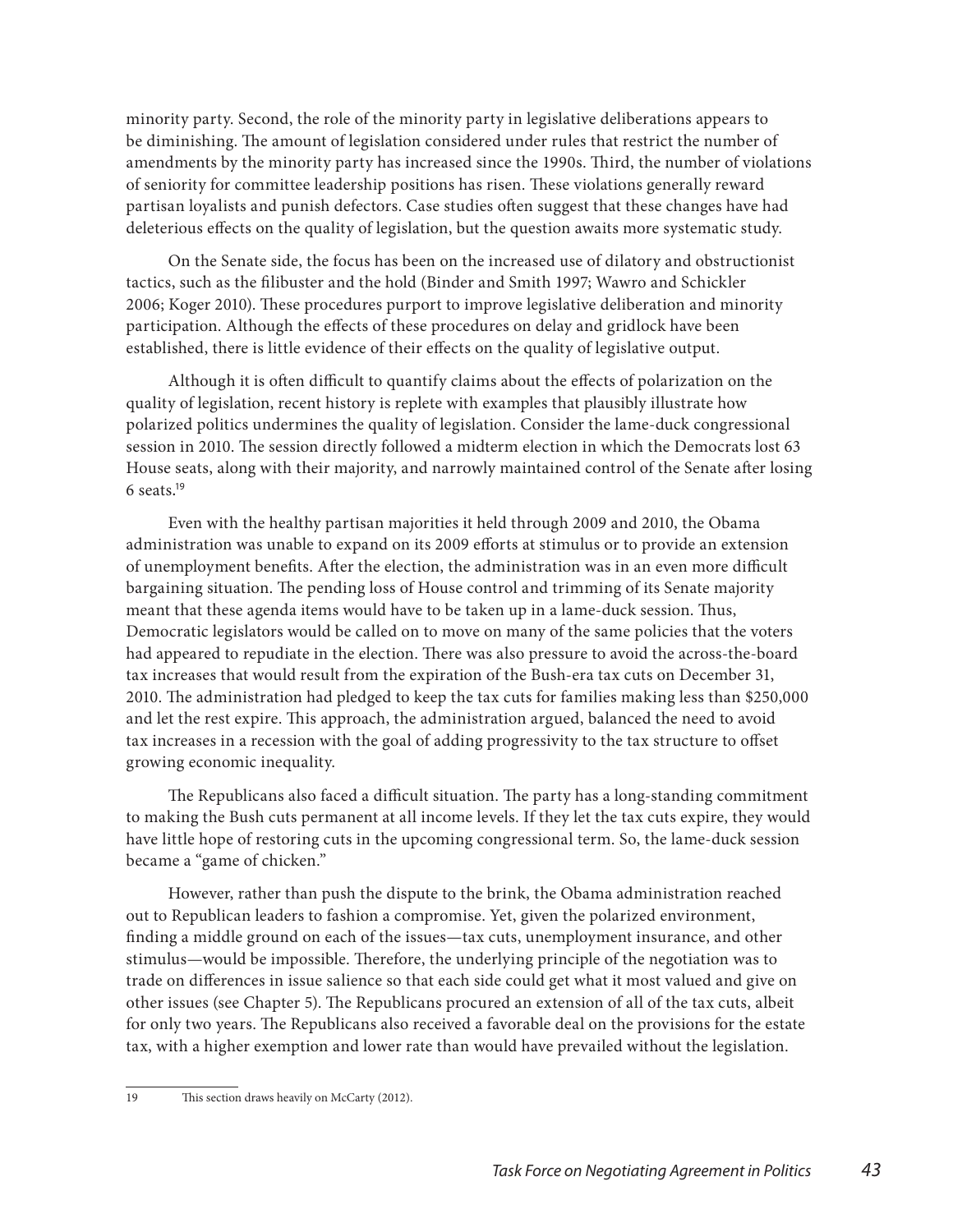minority party. Second, the role of the minority party in legislative deliberations appears to be diminishing. The amount of legislation considered under rules that restrict the number of amendments by the minority party has increased since the 1990s. Third, the number of violations of seniority for committee leadership positions has risen. These violations generally reward partisan loyalists and punish defectors. Case studies often suggest that these changes have had deleterious effects on the quality of legislation, but the question awaits more systematic study.

On the Senate side, the focus has been on the increased use of dilatory and obstructionist tactics, such as the filibuster and the hold (Binder and Smith 1997; Wawro and Schickler 2006; Koger 2010). These procedures purport to improve legislative deliberation and minority participation. Although the effects of these procedures on delay and gridlock have been established, there is little evidence of their effects on the quality of legislative output.

Although it is often difficult to quantify claims about the effects of polarization on the quality of legislation, recent history is replete with examples that plausibly illustrate how polarized politics undermines the quality of legislation. Consider the lame-duck congressional session in 2010. The session directly followed a midterm election in which the Democrats lost 63 House seats, along with their majority, and narrowly maintained control of the Senate after losing 6 seats.[19]

Even with the healthy partisan majorities it held through 2009 and 2010, the Obama administration was unable to expand on its 2009 efforts at stimulus or to provide an extension of unemployment benefits. After the election, the administration was in an even more difficult bargaining situation. The pending loss of House control and trimming of its Senate majority meant that these agenda items would have to be taken up in a lame-duck session. Thus, Democratic legislators would be called on to move on many of the same policies that the voters had appeared to repudiate in the election. There was also pressure to avoid the across-the-board tax increases that would result from the expiration of the Bush-era tax cuts on December 31, 2010. The administration had pledged to keep the tax cuts for families making less than $250,000 and let the rest expire. This approach, the administration argued, balanced the need to avoid tax increases in a recession with the goal of adding progressivity to the tax structure to offset growing economic inequality.

The Republicans also faced a difficult situation. The party has a long-standing commitment to making the Bush cuts permanent at all income levels. If they let the tax cuts expire, they would have little hope of restoring cuts in the upcoming congressional term. So, the lame-duck session became a "game of chicken."

However, rather than push the dispute to the brink, the Obama administration reached out to Republican leaders to fashion a compromise. Yet, given the polarized environment, finding a middle ground on each of the issues—tax cuts, unemployment insurance, and other stimulus—would be impossible. Therefore, the underlying principle of the negotiation was to trade on differences in issue salience so that each side could get what it most valued and give on other issues (see Chapter 5). The Republicans procured an extension of all of the tax cuts, albeit for only two years. The Republicans also received a favorable deal on the provisions for the estate tax, with a higher exemption and lower rate than would have prevailed without the legislation.

---

19 This section draws heavily on McCarty (2012).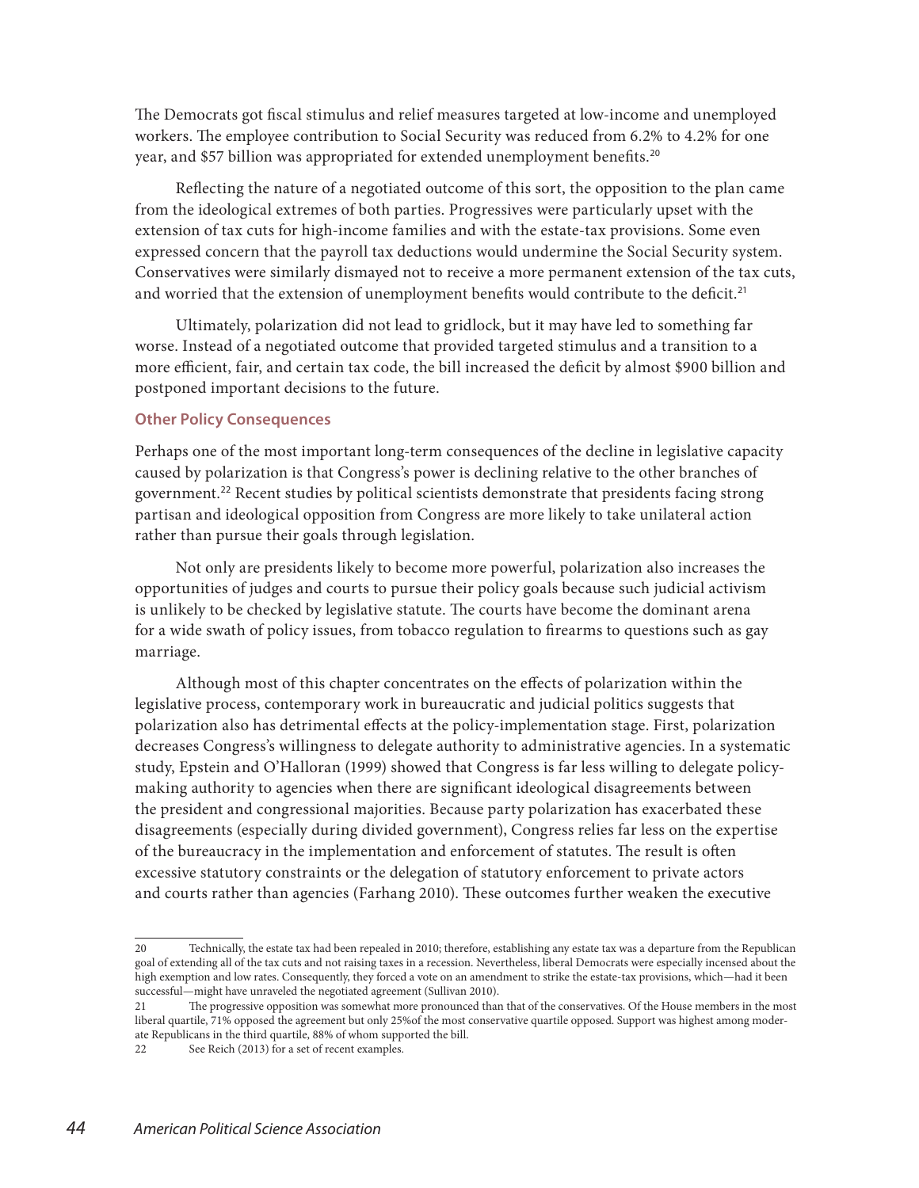The Democrats got fiscal stimulus and relief measures targeted at low-income and unemployed workers. The employee contribution to Social Security was reduced from 6.2% to 4.2% for one year, and $57 billion was appropriated for extended unemployment benefits.[20]

Reflecting the nature of a negotiated outcome of this sort, the opposition to the plan came from the ideological extremes of both parties. Progressives were particularly upset with the extension of tax cuts for high-income families and with the estate-tax provisions. Some even expressed concern that the payroll tax deductions would undermine the Social Security system. Conservatives were similarly dismayed not to receive a more permanent extension of the tax cuts, and worried that the extension of unemployment benefits would contribute to the deficit.[21]

Ultimately, polarization did not lead to gridlock, but it may have led to something far worse. Instead of a negotiated outcome that provided targeted stimulus and a transition to a more efficient, fair, and certain tax code, the bill increased the deficit by almost $900 billion and postponed important decisions to the future.

### Other Policy Consequences

Perhaps one of the most important long-term consequences of the decline in legislative capacity caused by polarization is that Congress's power is declining relative to the other branches of government.[22] Recent studies by political scientists demonstrate that presidents facing strong partisan and ideological opposition from Congress are more likely to take unilateral action rather than pursue their goals through legislation.

Not only are presidents likely to become more powerful, polarization also increases the opportunities of judges and courts to pursue their policy goals because such judicial activism is unlikely to be checked by legislative statute. The courts have become the dominant arena for a wide swath of policy issues, from tobacco regulation to firearms to questions such as gay marriage.

Although most of this chapter concentrates on the effects of polarization within the legislative process, contemporary work in bureaucratic and judicial politics suggests that polarization also has detrimental effects at the policy-implementation stage. First, polarization decreases Congress's willingness to delegate authority to administrative agencies. In a systematic study, Epstein and O'Halloran (1999) showed that Congress is far less willing to delegate policy-making authority to agencies when there are significant ideological disagreements between the president and congressional majorities. Because party polarization has exacerbated these disagreements (especially during divided government), Congress relies far less on the expertise of the bureaucracy in the implementation and enforcement of statutes. The result is often excessive statutory constraints or the delegation of statutory enforcement to private actors and courts rather than agencies (Farhang 2010). These outcomes further weaken the executive

---

20 Technically, the estate tax had been repealed in 2010; therefore, establishing any estate tax was a departure from the Republican goal of extending all of the tax cuts and not raising taxes in a recession. Nevertheless, liberal Democrats were especially incensed about the high exemption and low rates. Consequently, they forced a vote on an amendment to strike the estate-tax provisions, which—had it been successful—might have unraveled the negotiated agreement (Sullivan 2010).

21 The progressive opposition was somewhat more pronounced than that of the conservatives. Of the House members in the most liberal quartile, 71% opposed the agreement but only 25%of the most conservative quartile opposed. Support was highest among moderate Republicans in the third quartile, 88% of whom supported the bill.

22 See Reich (2013) for a set of recent examples.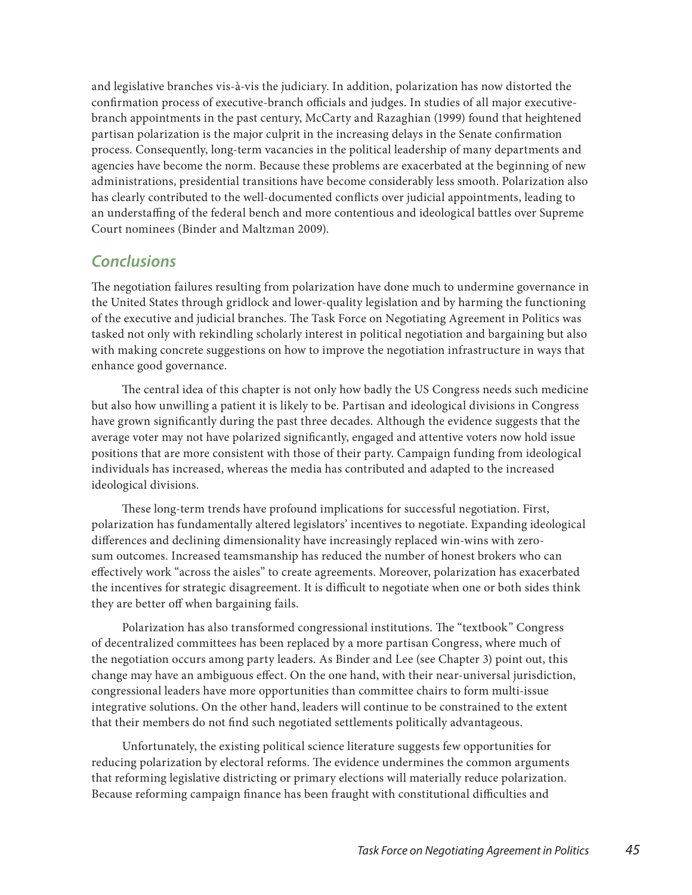and legislative branches vis-à-vis the judiciary. In addition, polarization has now distorted the confirmation process of executive-branch officials and judges. In studies of all major executive-branch appointments in the past century, McCarty and Razaghian (1999) found that heightened partisan polarization is the major culprit in the increasing delays in the Senate confirmation process. Consequently, long-term vacancies in the political leadership of many departments and agencies have become the norm. Because these problems are exacerbated at the beginning of new administrations, presidential transitions have become considerably less smooth. Polarization also has clearly contributed to the well-documented conflicts over judicial appointments, leading to an understaffing of the federal bench and more contentious and ideological battles over Supreme Court nominees (Binder and Maltzman 2009).

## *Conclusions*

The negotiation failures resulting from polarization have done much to undermine governance in the United States through gridlock and lower-quality legislation and by harming the functioning of the executive and judicial branches. The Task Force on Negotiating Agreement in Politics was tasked not only with rekindling scholarly interest in political negotiation and bargaining but also with making concrete suggestions on how to improve the negotiation infrastructure in ways that enhance good governance.

The central idea of this chapter is not only how badly the US Congress needs such medicine but also how unwilling a patient it is likely to be. Partisan and ideological divisions in Congress have grown significantly during the past three decades. Although the evidence suggests that the average voter may not have polarized significantly, engaged and attentive voters now hold issue positions that are more consistent with those of their party. Campaign funding from ideological individuals has increased, whereas the media has contributed and adapted to the increased ideological divisions.

These long-term trends have profound implications for successful negotiation. First, polarization has fundamentally altered legislators' incentives to negotiate. Expanding ideological differences and declining dimensionality have increasingly replaced win-wins with zero-sum outcomes. Increased teamsmanship has reduced the number of honest brokers who can effectively work "across the aisles" to create agreements. Moreover, polarization has exacerbated the incentives for strategic disagreement. It is difficult to negotiate when one or both sides think they are better off when bargaining fails.

Polarization has also transformed congressional institutions. The "textbook" Congress of decentralized committees has been replaced by a more partisan Congress, where much of the negotiation occurs among party leaders. As Binder and Lee (see Chapter 3) point out, this change may have an ambiguous effect. On the one hand, with their near-universal jurisdiction, congressional leaders have more opportunities than committee chairs to form multi-issue integrative solutions. On the other hand, leaders will continue to be constrained to the extent that their members do not find such negotiated settlements politically advantageous.

Unfortunately, the existing political science literature suggests few opportunities for reducing polarization by electoral reforms. The evidence undermines the common arguments that reforming legislative districting or primary elections will materially reduce polarization. Because reforming campaign finance has been fraught with constitutional difficulties and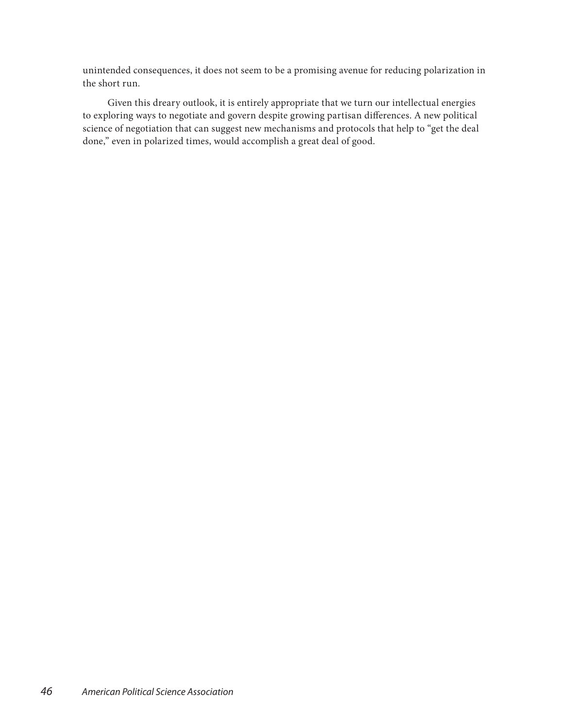unintended consequences, it does not seem to be a promising avenue for reducing polarization in the short run.

Given this dreary outlook, it is entirely appropriate that we turn our intellectual energies to exploring ways to negotiate and govern despite growing partisan differences. A new political science of negotiation that can suggest new mechanisms and protocols that help to "get the deal done," even in polarized times, would accomplish a great deal of good.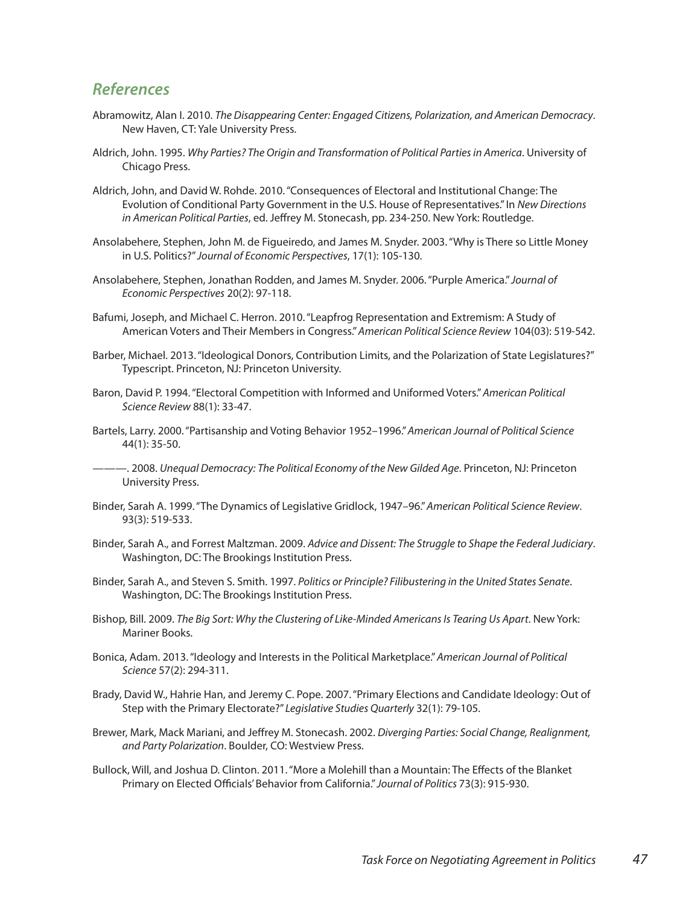## *References*

Abramowitz, Alan I. 2010. *The Disappearing Center: Engaged Citizens, Polarization, and American Democracy*. New Haven, CT: Yale University Press.

Aldrich, John. 1995. *Why Parties? The Origin and Transformation of Political Parties in America*. University of Chicago Press.

Aldrich, John, and David W. Rohde. 2010. "Consequences of Electoral and Institutional Change: The Evolution of Conditional Party Government in the U.S. House of Representatives." In *New Directions in American Political Parties*, ed. Jeffrey M. Stonecash, pp. 234-250. New York: Routledge.

Ansolabehere, Stephen, John M. de Figueiredo, and James M. Snyder. 2003. "Why is There so Little Money in U.S. Politics?" *Journal of Economic Perspectives*, 17(1): 105-130.

Ansolabehere, Stephen, Jonathan Rodden, and James M. Snyder. 2006. "Purple America." *Journal of Economic Perspectives* 20(2): 97-118.

Bafumi, Joseph, and Michael C. Herron. 2010. "Leapfrog Representation and Extremism: A Study of American Voters and Their Members in Congress." *American Political Science Review* 104(03): 519-542.

Barber, Michael. 2013. "Ideological Donors, Contribution Limits, and the Polarization of State Legislatures?" Typescript. Princeton, NJ: Princeton University.

Baron, David P. 1994. "Electoral Competition with Informed and Uniformed Voters." *American Political Science Review* 88(1): 33-47.

Bartels, Larry. 2000. "Partisanship and Voting Behavior 1952–1996." *American Journal of Political Science* 44(1): 35-50.

———. 2008. *Unequal Democracy: The Political Economy of the New Gilded Age*. Princeton, NJ: Princeton University Press.

Binder, Sarah A. 1999. "The Dynamics of Legislative Gridlock, 1947–96." *American Political Science Review*. 93(3): 519-533.

Binder, Sarah A., and Forrest Maltzman. 2009. *Advice and Dissent: The Struggle to Shape the Federal Judiciary*. Washington, DC: The Brookings Institution Press.

Binder, Sarah A., and Steven S. Smith. 1997. *Politics or Principle? Filibustering in the United States Senate*. Washington, DC: The Brookings Institution Press.

Bishop, Bill. 2009. *The Big Sort: Why the Clustering of Like-Minded Americans Is Tearing Us Apart*. New York: Mariner Books.

Bonica, Adam. 2013. "Ideology and Interests in the Political Marketplace." *American Journal of Political Science* 57(2): 294-311.

Brady, David W., Hahrie Han, and Jeremy C. Pope. 2007. "Primary Elections and Candidate Ideology: Out of Step with the Primary Electorate?" *Legislative Studies Quarterly* 32(1): 79-105.

Brewer, Mark, Mack Mariani, and Jeffrey M. Stonecash. 2002. *Diverging Parties: Social Change, Realignment, and Party Polarization*. Boulder, CO: Westview Press.

Bullock, Will, and Joshua D. Clinton. 2011. "More a Molehill than a Mountain: The Effects of the Blanket Primary on Elected Officials' Behavior from California." *Journal of Politics* 73(3): 915-930.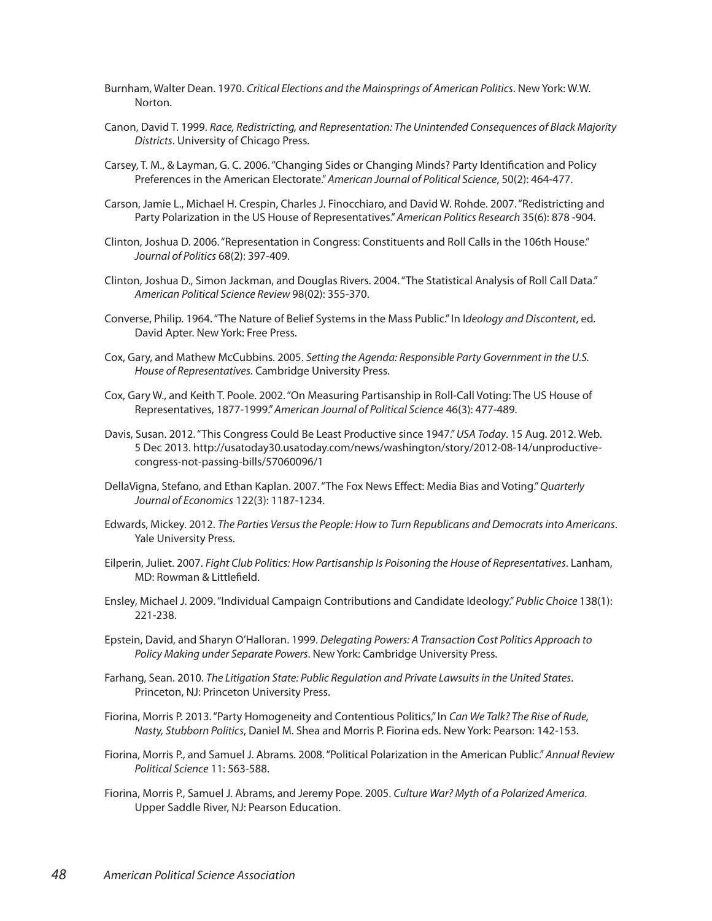Burnham, Walter Dean. 1970. *Critical Elections and the Mainsprings of American Politics*. New York: W.W. Norton.

Canon, David T. 1999. *Race, Redistricting, and Representation: The Unintended Consequences of Black Majority Districts*. University of Chicago Press.

Carsey, T. M., & Layman, G. C. 2006. "Changing Sides or Changing Minds? Party Identification and Policy Preferences in the American Electorate." *American Journal of Political Science*, 50(2): 464-477.

Carson, Jamie L., Michael H. Crespin, Charles J. Finocchiaro, and David W. Rohde. 2007. "Redistricting and Party Polarization in the US House of Representatives." *American Politics Research* 35(6): 878 -904.

Clinton, Joshua D. 2006. "Representation in Congress: Constituents and Roll Calls in the 106th House." *Journal of Politics* 68(2): 397-409.

Clinton, Joshua D., Simon Jackman, and Douglas Rivers. 2004. "The Statistical Analysis of Roll Call Data." *American Political Science Review* 98(02): 355-370.

Converse, Philip. 1964. "The Nature of Belief Systems in the Mass Public." In I*deology and Discontent*, ed. David Apter. New York: Free Press.

Cox, Gary, and Mathew McCubbins. 2005. *Setting the Agenda: Responsible Party Government in the U.S. House of Representatives*. Cambridge University Press.

Cox, Gary W., and Keith T. Poole. 2002. "On Measuring Partisanship in Roll-Call Voting: The US House of Representatives, 1877-1999." *American Journal of Political Science* 46(3): 477-489.

Davis, Susan. 2012. "This Congress Could Be Least Productive since 1947." *USA Today*. 15 Aug. 2012. Web. 5 Dec 2013. http://usatoday30.usatoday.com/news/washington/story/2012-08-14/unproductive-congress-not-passing-bills/57060096/1

DellaVigna, Stefano, and Ethan Kaplan. 2007. "The Fox News Effect: Media Bias and Voting." *Quarterly Journal of Economics* 122(3): 1187-1234.

Edwards, Mickey. 2012. *The Parties Versus the People: How to Turn Republicans and Democrats into Americans*. Yale University Press.

Eilperin, Juliet. 2007. *Fight Club Politics: How Partisanship Is Poisoning the House of Representatives*. Lanham, MD: Rowman & Littlefield.

Ensley, Michael J. 2009. "Individual Campaign Contributions and Candidate Ideology." *Public Choice* 138(1): 221-238.

Epstein, David, and Sharyn O'Halloran. 1999. *Delegating Powers: A Transaction Cost Politics Approach to Policy Making under Separate Powers*. New York: Cambridge University Press.

Farhang, Sean. 2010. *The Litigation State: Public Regulation and Private Lawsuits in the United States*. Princeton, NJ: Princeton University Press.

Fiorina, Morris P. 2013. "Party Homogeneity and Contentious Politics," In *Can We Talk? The Rise of Rude, Nasty, Stubborn Politics*, Daniel M. Shea and Morris P. Fiorina eds. New York: Pearson: 142-153.

Fiorina, Morris P., and Samuel J. Abrams. 2008. "Political Polarization in the American Public." *Annual Review Political Science* 11: 563-588.

Fiorina, Morris P., Samuel J. Abrams, and Jeremy Pope. 2005. *Culture War? Myth of a Polarized America*. Upper Saddle River, NJ: Pearson Education.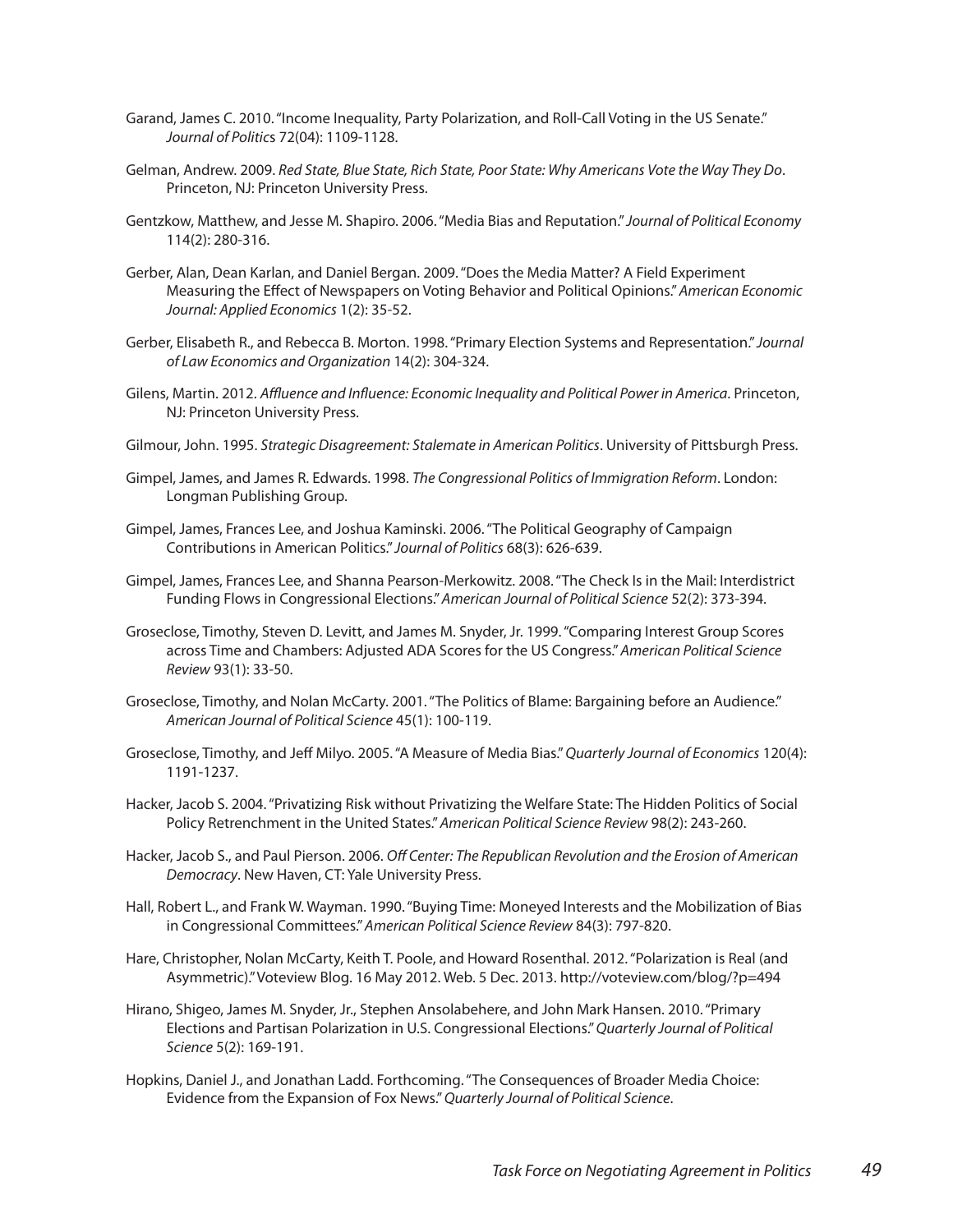Garand, James C. 2010. "Income Inequality, Party Polarization, and Roll-Call Voting in the US Senate." *Journal of Politics* 72(04): 1109-1128.

Gelman, Andrew. 2009. *Red State, Blue State, Rich State, Poor State: Why Americans Vote the Way They Do*. Princeton, NJ: Princeton University Press.

Gentzkow, Matthew, and Jesse M. Shapiro. 2006. "Media Bias and Reputation." *Journal of Political Economy* 114(2): 280-316.

Gerber, Alan, Dean Karlan, and Daniel Bergan. 2009. "Does the Media Matter? A Field Experiment Measuring the Effect of Newspapers on Voting Behavior and Political Opinions." *American Economic Journal: Applied Economics* 1(2): 35-52.

Gerber, Elisabeth R., and Rebecca B. Morton. 1998. "Primary Election Systems and Representation." *Journal of Law Economics and Organization* 14(2): 304-324.

Gilens, Martin. 2012. *Affluence and Influence: Economic Inequality and Political Power in America*. Princeton, NJ: Princeton University Press.

Gilmour, John. 1995. *Strategic Disagreement: Stalemate in American Politics*. University of Pittsburgh Press.

Gimpel, James, and James R. Edwards. 1998. *The Congressional Politics of Immigration Reform*. London: Longman Publishing Group.

Gimpel, James, Frances Lee, and Joshua Kaminski. 2006. "The Political Geography of Campaign Contributions in American Politics." *Journal of Politics* 68(3): 626-639.

Gimpel, James, Frances Lee, and Shanna Pearson-Merkowitz. 2008. "The Check Is in the Mail: Interdistrict Funding Flows in Congressional Elections." *American Journal of Political Science* 52(2): 373-394.

Groseclose, Timothy, Steven D. Levitt, and James M. Snyder, Jr. 1999. "Comparing Interest Group Scores across Time and Chambers: Adjusted ADA Scores for the US Congress." *American Political Science Review* 93(1): 33-50.

Groseclose, Timothy, and Nolan McCarty. 2001. "The Politics of Blame: Bargaining before an Audience." *American Journal of Political Science* 45(1): 100-119.

Groseclose, Timothy, and Jeff Milyo. 2005. "A Measure of Media Bias." *Quarterly Journal of Economics* 120(4): 1191-1237.

Hacker, Jacob S. 2004. "Privatizing Risk without Privatizing the Welfare State: The Hidden Politics of Social Policy Retrenchment in the United States." *American Political Science Review* 98(2): 243-260.

Hacker, Jacob S., and Paul Pierson. 2006. *Off Center: The Republican Revolution and the Erosion of American Democracy*. New Haven, CT: Yale University Press.

Hall, Robert L., and Frank W. Wayman. 1990. "Buying Time: Moneyed Interests and the Mobilization of Bias in Congressional Committees." *American Political Science Review* 84(3): 797-820.

Hare, Christopher, Nolan McCarty, Keith T. Poole, and Howard Rosenthal. 2012. "Polarization is Real (and Asymmetric)." Voteview Blog. 16 May 2012. Web. 5 Dec. 2013. http://voteview.com/blog/?p=494

Hirano, Shigeo, James M. Snyder, Jr., Stephen Ansolabehere, and John Mark Hansen. 2010. "Primary Elections and Partisan Polarization in U.S. Congressional Elections." *Quarterly Journal of Political Science* 5(2): 169-191.

Hopkins, Daniel J., and Jonathan Ladd. Forthcoming. "The Consequences of Broader Media Choice: Evidence from the Expansion of Fox News." *Quarterly Journal of Political Science*.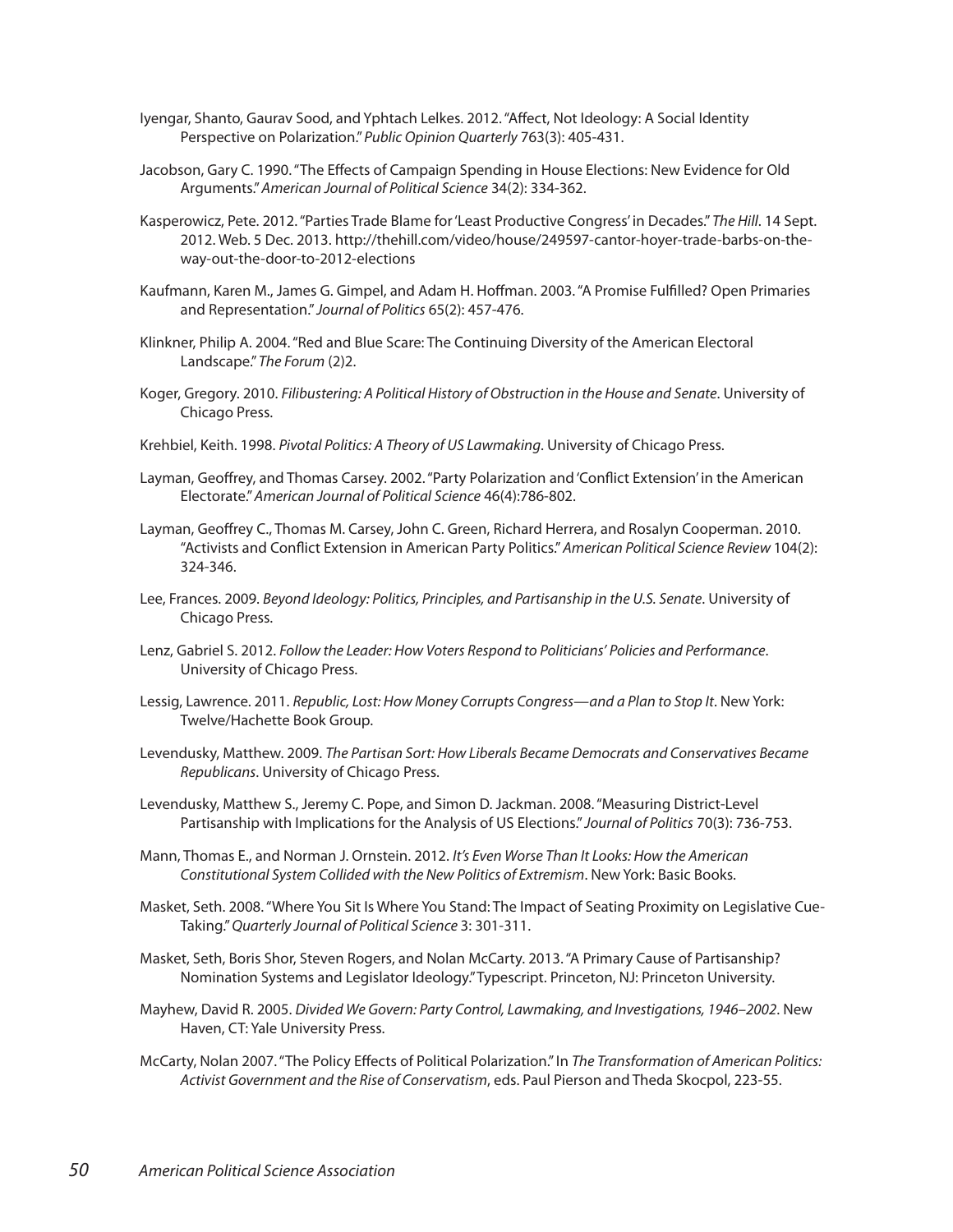Iyengar, Shanto, Gaurav Sood, and Yphtach Lelkes. 2012. "Affect, Not Ideology: A Social Identity Perspective on Polarization." *Public Opinion Quarterly* 763(3): 405-431.

Jacobson, Gary C. 1990. "The Effects of Campaign Spending in House Elections: New Evidence for Old Arguments." *American Journal of Political Science* 34(2): 334-362.

Kasperowicz, Pete. 2012. "Parties Trade Blame for 'Least Productive Congress' in Decades." *The Hill*. 14 Sept. 2012. Web. 5 Dec. 2013. http://thehill.com/video/house/249597-cantor-hoyer-trade-barbs-on-the-way-out-the-door-to-2012-elections

Kaufmann, Karen M., James G. Gimpel, and Adam H. Hoffman. 2003. "A Promise Fulfilled? Open Primaries and Representation." *Journal of Politics* 65(2): 457-476.

Klinkner, Philip A. 2004. "Red and Blue Scare: The Continuing Diversity of the American Electoral Landscape." *The Forum* (2)2.

Koger, Gregory. 2010. *Filibustering: A Political History of Obstruction in the House and Senate*. University of Chicago Press.

Krehbiel, Keith. 1998. *Pivotal Politics: A Theory of US Lawmaking*. University of Chicago Press.

Layman, Geoffrey, and Thomas Carsey. 2002. "Party Polarization and 'Conflict Extension' in the American Electorate." *American Journal of Political Science* 46(4):786-802.

Layman, Geoffrey C., Thomas M. Carsey, John C. Green, Richard Herrera, and Rosalyn Cooperman. 2010. "Activists and Conflict Extension in American Party Politics." *American Political Science Review* 104(2): 324-346.

Lee, Frances. 2009. *Beyond Ideology: Politics, Principles, and Partisanship in the U.S. Senate*. University of Chicago Press.

Lenz, Gabriel S. 2012. *Follow the Leader: How Voters Respond to Politicians' Policies and Performance*. University of Chicago Press.

Lessig, Lawrence. 2011. *Republic, Lost: How Money Corrupts Congress—and a Plan to Stop It*. New York: Twelve/Hachette Book Group.

Levendusky, Matthew. 2009. *The Partisan Sort: How Liberals Became Democrats and Conservatives Became Republicans*. University of Chicago Press.

Levendusky, Matthew S., Jeremy C. Pope, and Simon D. Jackman. 2008. "Measuring District-Level Partisanship with Implications for the Analysis of US Elections." *Journal of Politics* 70(3): 736-753.

Mann, Thomas E., and Norman J. Ornstein. 2012. *It's Even Worse Than It Looks: How the American Constitutional System Collided with the New Politics of Extremism*. New York: Basic Books.

Masket, Seth. 2008. "Where You Sit Is Where You Stand: The Impact of Seating Proximity on Legislative Cue-Taking." *Quarterly Journal of Political Science* 3: 301-311.

Masket, Seth, Boris Shor, Steven Rogers, and Nolan McCarty. 2013. "A Primary Cause of Partisanship? Nomination Systems and Legislator Ideology." Typescript. Princeton, NJ: Princeton University.

Mayhew, David R. 2005. *Divided We Govern: Party Control, Lawmaking, and Investigations, 1946–2002*. New Haven, CT: Yale University Press.

McCarty, Nolan 2007. "The Policy Effects of Political Polarization." In *The Transformation of American Politics: Activist Government and the Rise of Conservatism*, eds. Paul Pierson and Theda Skocpol, 223-55.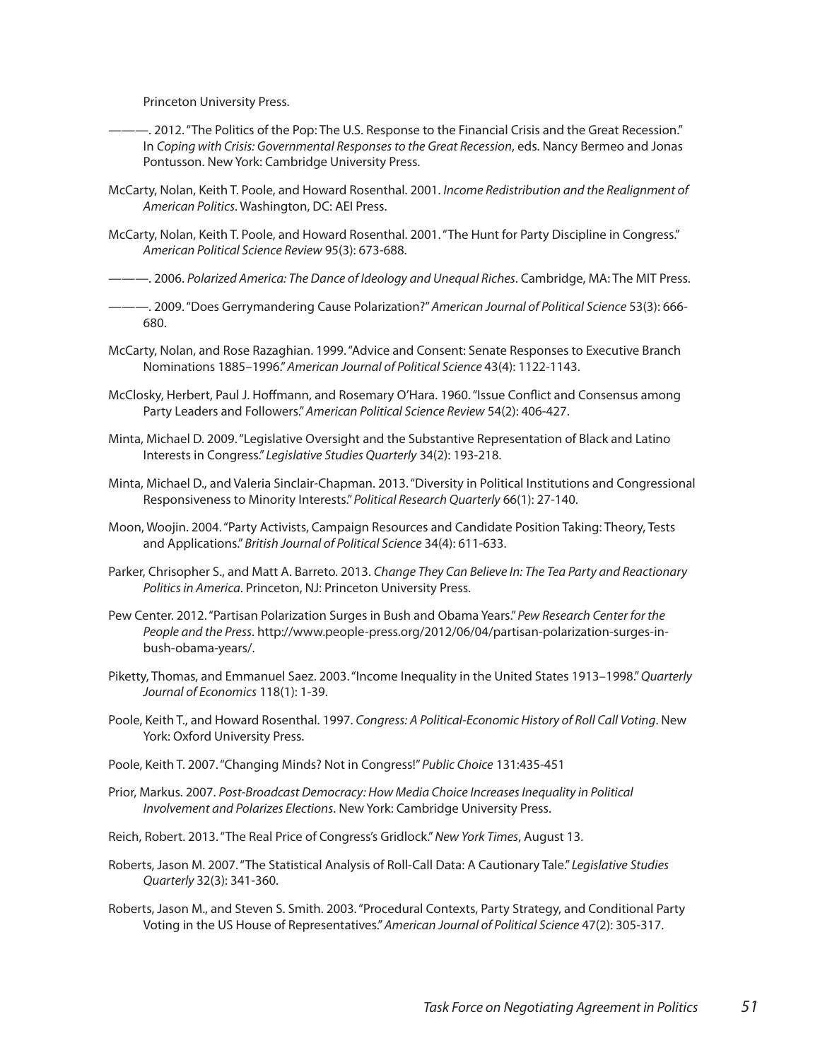Princeton University Press.

———. 2012. "The Politics of the Pop: The U.S. Response to the Financial Crisis and the Great Recession." In *Coping with Crisis: Governmental Responses to the Great Recession*, eds. Nancy Bermeo and Jonas Pontusson. New York: Cambridge University Press.

McCarty, Nolan, Keith T. Poole, and Howard Rosenthal. 2001. *Income Redistribution and the Realignment of American Politics*. Washington, DC: AEI Press.

McCarty, Nolan, Keith T. Poole, and Howard Rosenthal. 2001. "The Hunt for Party Discipline in Congress." *American Political Science Review* 95(3): 673-688.

———. 2006. *Polarized America: The Dance of Ideology and Unequal Riches*. Cambridge, MA: The MIT Press.

———. 2009. "Does Gerrymandering Cause Polarization?" *American Journal of Political Science* 53(3): 666-680.

McCarty, Nolan, and Rose Razaghian. 1999. "Advice and Consent: Senate Responses to Executive Branch Nominations 1885–1996." *American Journal of Political Science* 43(4): 1122-1143.

McClosky, Herbert, Paul J. Hoffmann, and Rosemary O'Hara. 1960. "Issue Conflict and Consensus among Party Leaders and Followers." *American Political Science Review* 54(2): 406-427.

Minta, Michael D. 2009. "Legislative Oversight and the Substantive Representation of Black and Latino Interests in Congress." *Legislative Studies Quarterly* 34(2): 193-218.

Minta, Michael D., and Valeria Sinclair-Chapman. 2013. "Diversity in Political Institutions and Congressional Responsiveness to Minority Interests." *Political Research Quarterly* 66(1): 27-140.

Moon, Woojin. 2004. "Party Activists, Campaign Resources and Candidate Position Taking: Theory, Tests and Applications." *British Journal of Political Science* 34(4): 611-633.

Parker, Chrisopher S., and Matt A. Barreto. 2013. *Change They Can Believe In: The Tea Party and Reactionary Politics in America*. Princeton, NJ: Princeton University Press.

Pew Center. 2012. "Partisan Polarization Surges in Bush and Obama Years." *Pew Research Center for the People and the Press*. http://www.people-press.org/2012/06/04/partisan-polarization-surges-in-bush-obama-years/.

Piketty, Thomas, and Emmanuel Saez. 2003. "Income Inequality in the United States 1913–1998." *Quarterly Journal of Economics* 118(1): 1-39.

Poole, Keith T., and Howard Rosenthal. 1997. *Congress: A Political-Economic History of Roll Call Voting*. New York: Oxford University Press.

Poole, Keith T. 2007. "Changing Minds? Not in Congress!" *Public Choice* 131:435-451

Prior, Markus. 2007. *Post-Broadcast Democracy: How Media Choice Increases Inequality in Political Involvement and Polarizes Elections*. New York: Cambridge University Press.

Reich, Robert. 2013. "The Real Price of Congress's Gridlock." *New York Times*, August 13.

Roberts, Jason M. 2007. "The Statistical Analysis of Roll-Call Data: A Cautionary Tale." *Legislative Studies Quarterly* 32(3): 341-360.

Roberts, Jason M., and Steven S. Smith. 2003. "Procedural Contexts, Party Strategy, and Conditional Party Voting in the US House of Representatives." *American Journal of Political Science* 47(2): 305-317.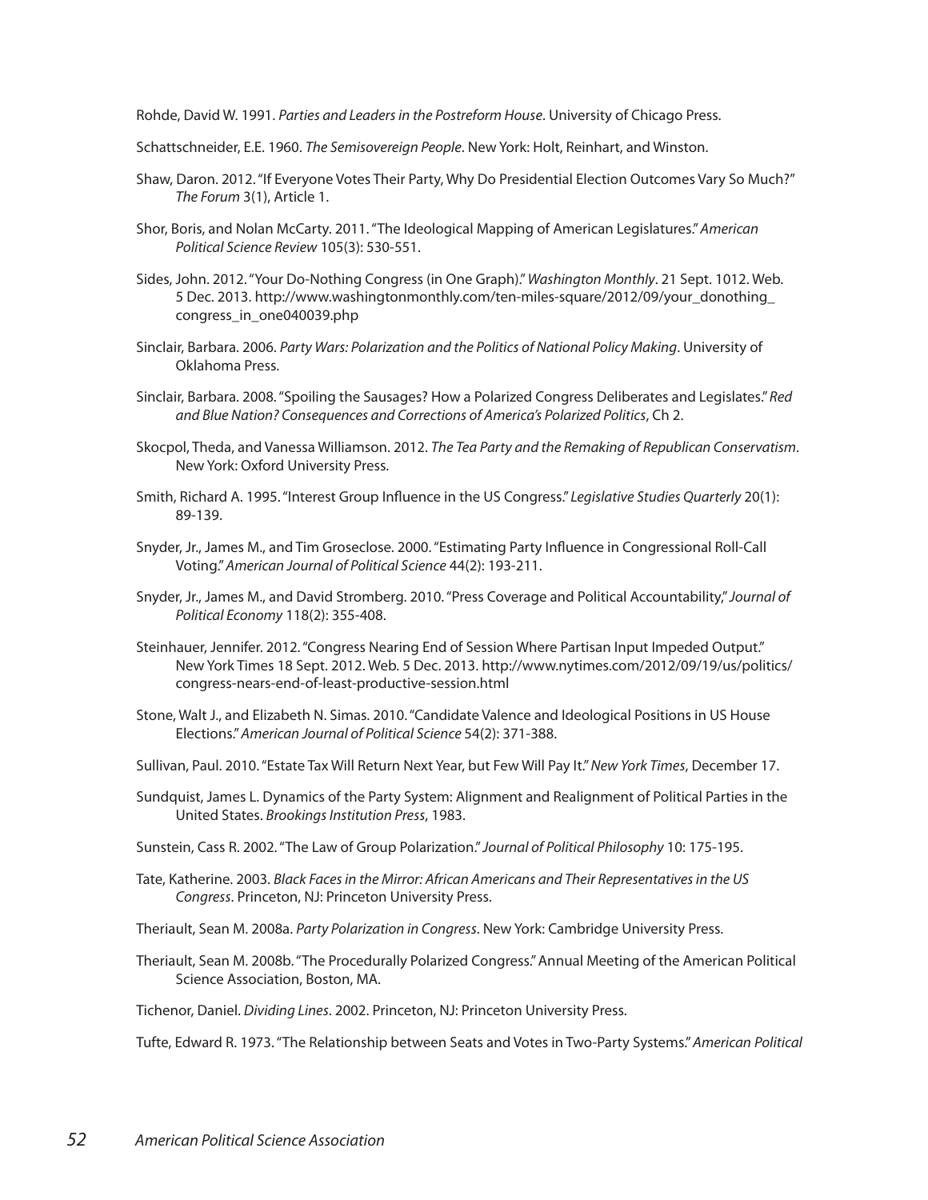Rohde, David W. 1991. *Parties and Leaders in the Postreform House*. University of Chicago Press.

Schattschneider, E.E. 1960. *The Semisovereign People*. New York: Holt, Reinhart, and Winston.

Shaw, Daron. 2012. "If Everyone Votes Their Party, Why Do Presidential Election Outcomes Vary So Much?" *The Forum* 3(1), Article 1.

Shor, Boris, and Nolan McCarty. 2011. "The Ideological Mapping of American Legislatures." *American Political Science Review* 105(3): 530-551.

Sides, John. 2012. "Your Do-Nothing Congress (in One Graph)." *Washington Monthly*. 21 Sept. 1012. Web. 5 Dec. 2013. http://www.washingtonmonthly.com/ten-miles-square/2012/09/your_donothing_congress_in_one040039.php

Sinclair, Barbara. 2006. *Party Wars: Polarization and the Politics of National Policy Making*. University of Oklahoma Press.

Sinclair, Barbara. 2008. "Spoiling the Sausages? How a Polarized Congress Deliberates and Legislates." *Red and Blue Nation? Consequences and Corrections of America's Polarized Politics*, Ch 2.

Skocpol, Theda, and Vanessa Williamson. 2012. *The Tea Party and the Remaking of Republican Conservatism*. New York: Oxford University Press.

Smith, Richard A. 1995. "Interest Group Influence in the US Congress." *Legislative Studies Quarterly* 20(1): 89-139.

Snyder, Jr., James M., and Tim Groseclose. 2000. "Estimating Party Influence in Congressional Roll-Call Voting." *American Journal of Political Science* 44(2): 193-211.

Snyder, Jr., James M., and David Stromberg. 2010. "Press Coverage and Political Accountability," *Journal of Political Economy* 118(2): 355-408.

Steinhauer, Jennifer. 2012. "Congress Nearing End of Session Where Partisan Input Impeded Output." New York Times 18 Sept. 2012. Web. 5 Dec. 2013. http://www.nytimes.com/2012/09/19/us/politics/congress-nears-end-of-least-productive-session.html

Stone, Walt J., and Elizabeth N. Simas. 2010. "Candidate Valence and Ideological Positions in US House Elections." *American Journal of Political Science* 54(2): 371-388.

Sullivan, Paul. 2010. "Estate Tax Will Return Next Year, but Few Will Pay It." *New York Times*, December 17.

Sundquist, James L. Dynamics of the Party System: Alignment and Realignment of Political Parties in the United States. *Brookings Institution Press*, 1983.

Sunstein, Cass R. 2002. "The Law of Group Polarization." *Journal of Political Philosophy* 10: 175-195.

Tate, Katherine. 2003. *Black Faces in the Mirror: African Americans and Their Representatives in the US Congress*. Princeton, NJ: Princeton University Press.

Theriault, Sean M. 2008a. *Party Polarization in Congress*. New York: Cambridge University Press.

Theriault, Sean M. 2008b. "The Procedurally Polarized Congress." Annual Meeting of the American Political Science Association, Boston, MA.

Tichenor, Daniel. *Dividing Lines*. 2002. Princeton, NJ: Princeton University Press.

Tufte, Edward R. 1973. "The Relationship between Seats and Votes in Two-Party Systems." *American Political*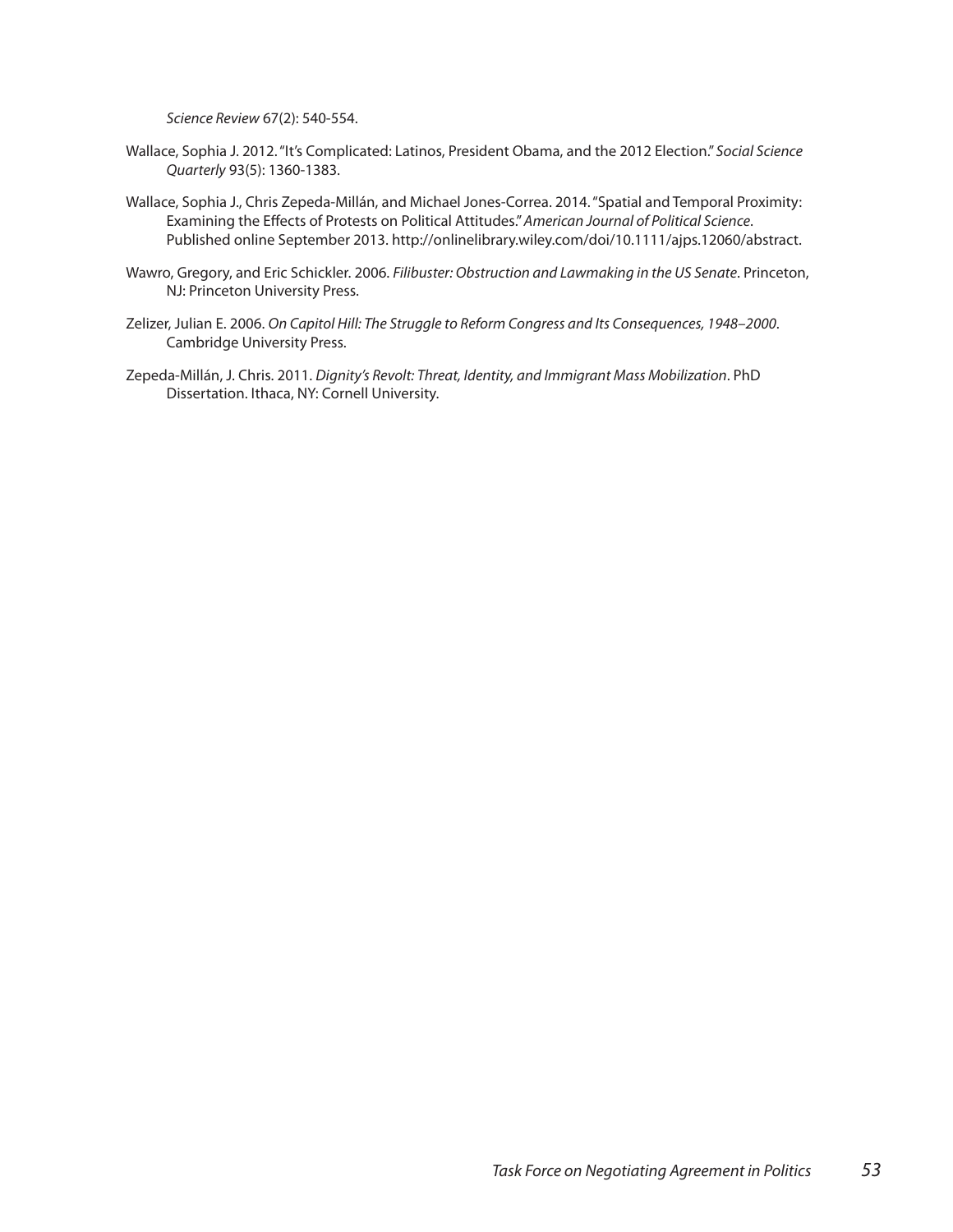*Science Review* 67(2): 540-554.

Wallace, Sophia J. 2012. "It's Complicated: Latinos, President Obama, and the 2012 Election." *Social Science Quarterly* 93(5): 1360-1383.

Wallace, Sophia J., Chris Zepeda-Millán, and Michael Jones-Correa. 2014. "Spatial and Temporal Proximity: Examining the Effects of Protests on Political Attitudes." *American Journal of Political Science*. Published online September 2013. http://onlinelibrary.wiley.com/doi/10.1111/ajps.12060/abstract.

Wawro, Gregory, and Eric Schickler. 2006. *Filibuster: Obstruction and Lawmaking in the US Senate*. Princeton, NJ: Princeton University Press.

Zelizer, Julian E. 2006. *On Capitol Hill: The Struggle to Reform Congress and Its Consequences, 1948–2000*. Cambridge University Press.

Zepeda-Millán, J. Chris. 2011. *Dignity's Revolt: Threat, Identity, and Immigrant Mass Mobilization*. PhD Dissertation. Ithaca, NY: Cornell University.